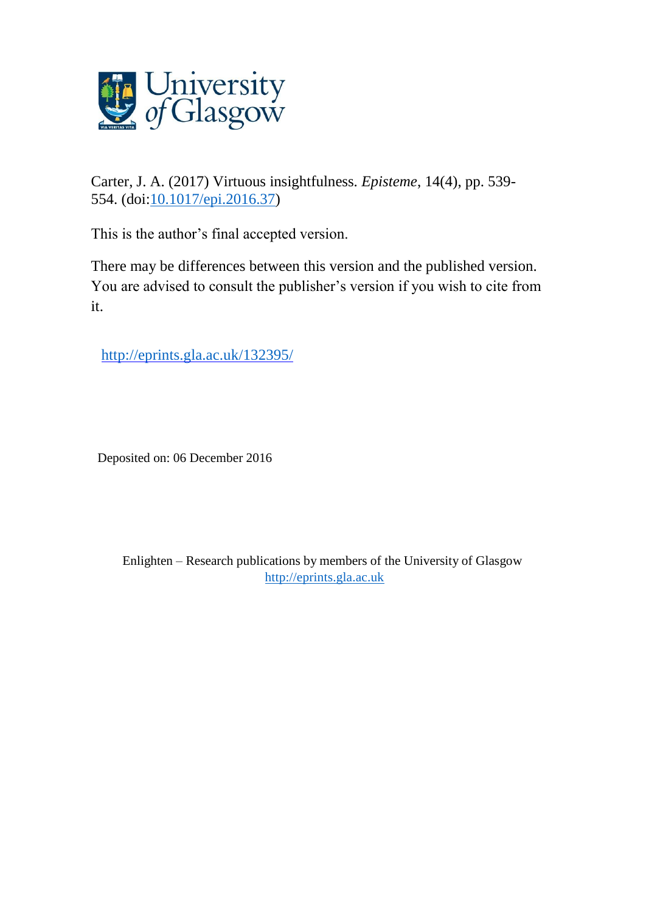Carter, J. A. (2017) Virtuous insightfulness. *Episteme*, 14(4), pp. 539-554. (doi:[10.1017/epi.2016.37](https://doi.org/10.1017/epi.2016.37))

This is the author's final accepted version.

There may be differences between this version and the published version. You are advised to consult the publisher's version if you wish to cite from it.

[http://eprints.gla.ac.uk/132395/](http://eprints.gla.ac.uk/132395/)

Deposited on: 06 December 2016

Enlighten – Research publications by members of the University of Glasgow
[http://eprints.gla.ac.uk](http://eprints.gla.ac.uk)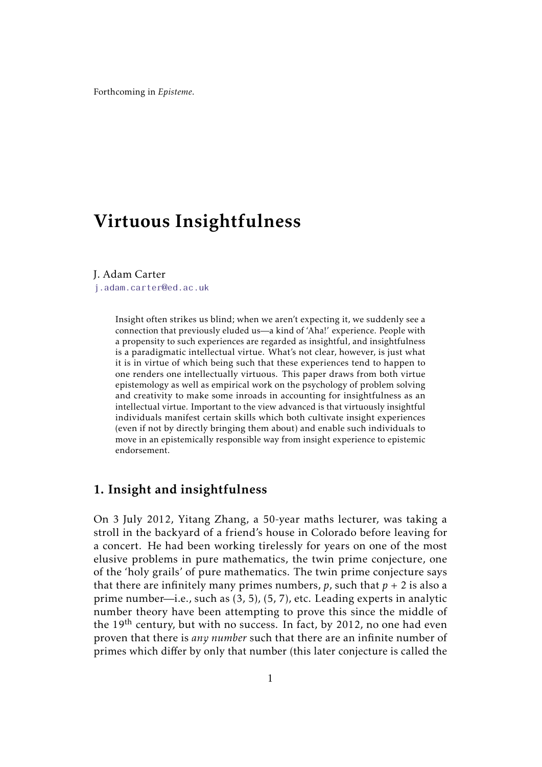Forthcoming in *Episteme*.

# Virtuous Insightfulness

J. Adam Carter
j.adam.carter@ed.ac.uk

> Insight often strikes us blind; when we aren't expecting it, we suddenly see a connection that previously eluded us—a kind of 'Aha!' experience. People with a propensity to such experiences are regarded as insightful, and insightfulness is a paradigmatic intellectual virtue. What's not clear, however, is just what it is in virtue of which being such that these experiences tend to happen to one renders one intellectually virtuous. This paper draws from both virtue epistemology as well as empirical work on the psychology of problem solving and creativity to make some inroads in accounting for insightfulness as an intellectual virtue. Important to the view advanced is that virtuously insightful individuals manifest certain skills which both cultivate insight experiences (even if not by directly bringing them about) and enable such individuals to move in an epistemically responsible way from insight experience to epistemic endorsement.

## 1. Insight and insightfulness

On 3 July 2012, Yitang Zhang, a 50-year maths lecturer, was taking a stroll in the backyard of a friend's house in Colorado before leaving for a concert. He had been working tirelessly for years on one of the most elusive problems in pure mathematics, the twin prime conjecture, one of the 'holy grails' of pure mathematics. The twin prime conjecture says that there are infinitely many primes numbers, $p$, such that $p + 2$ is also a prime number—i.e., such as (3, 5), (5, 7), etc. Leading experts in analytic number theory have been attempting to prove this since the middle of the 19th century, but with no success. In fact, by 2012, no one had even proven that there is *any number* such that there are an infinite number of primes which differ by only that number (this later conjecture is called the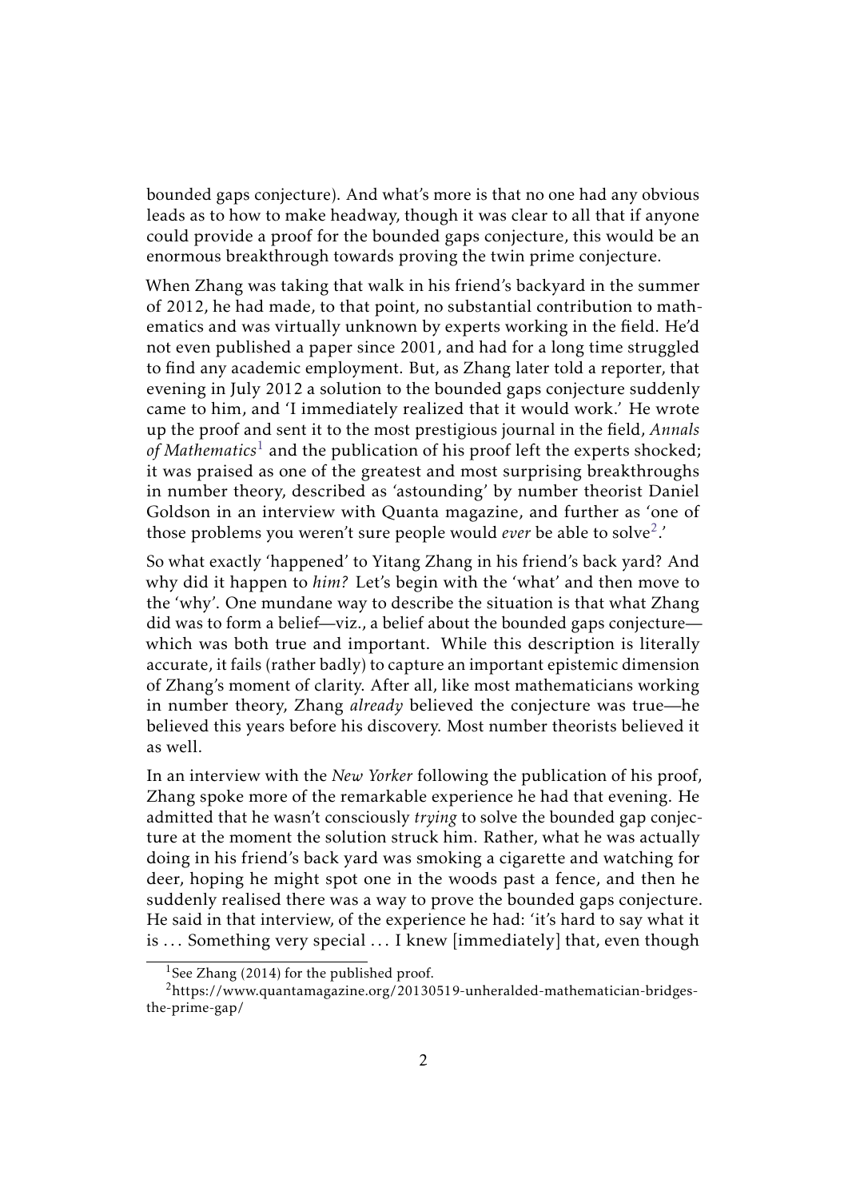bounded gaps conjecture). And what's more is that no one had any obvious leads as to how to make headway, though it was clear to all that if anyone could provide a proof for the bounded gaps conjecture, this would be an enormous breakthrough towards proving the twin prime conjecture.

When Zhang was taking that walk in his friend's backyard in the summer of 2012, he had made, to that point, no substantial contribution to mathematics and was virtually unknown by experts working in the field. He'd not even published a paper since 2001, and had for a long time struggled to find any academic employment. But, as Zhang later told a reporter, that evening in July 2012 a solution to the bounded gaps conjecture suddenly came to him, and 'I immediately realized that it would work.' He wrote up the proof and sent it to the most prestigious journal in the field, *Annals of Mathematics*[1] and the publication of his proof left the experts shocked; it was praised as one of the greatest and most surprising breakthroughs in number theory, described as 'astounding' by number theorist Daniel Goldson in an interview with Quanta magazine, and further as 'one of those problems you weren't sure people would *ever* be able to solve[2].'

So what exactly 'happened' to Yitang Zhang in his friend's back yard? And why did it happen to *him?* Let's begin with the 'what' and then move to the 'why'. One mundane way to describe the situation is that what Zhang did was to form a belief—viz., a belief about the bounded gaps conjecture—which was both true and important. While this description is literally accurate, it fails (rather badly) to capture an important epistemic dimension of Zhang's moment of clarity. After all, like most mathematicians working in number theory, Zhang *already* believed the conjecture was true—he believed this years before his discovery. Most number theorists believed it as well.

In an interview with the *New Yorker* following the publication of his proof, Zhang spoke more of the remarkable experience he had that evening. He admitted that he wasn't consciously *trying* to solve the bounded gap conjecture at the moment the solution struck him. Rather, what he was actually doing in his friend's back yard was smoking a cigarette and watching for deer, hoping he might spot one in the woods past a fence, and then he suddenly realised there was a way to prove the bounded gaps conjecture. He said in that interview, of the experience he had: 'it's hard to say what it is ... Something very special ... I knew [immediately] that, even though

[1] See Zhang (2014) for the published proof.

[2] https://www.quantamagazine.org/20130519-unheralded-mathematician-bridges-the-prime-gap/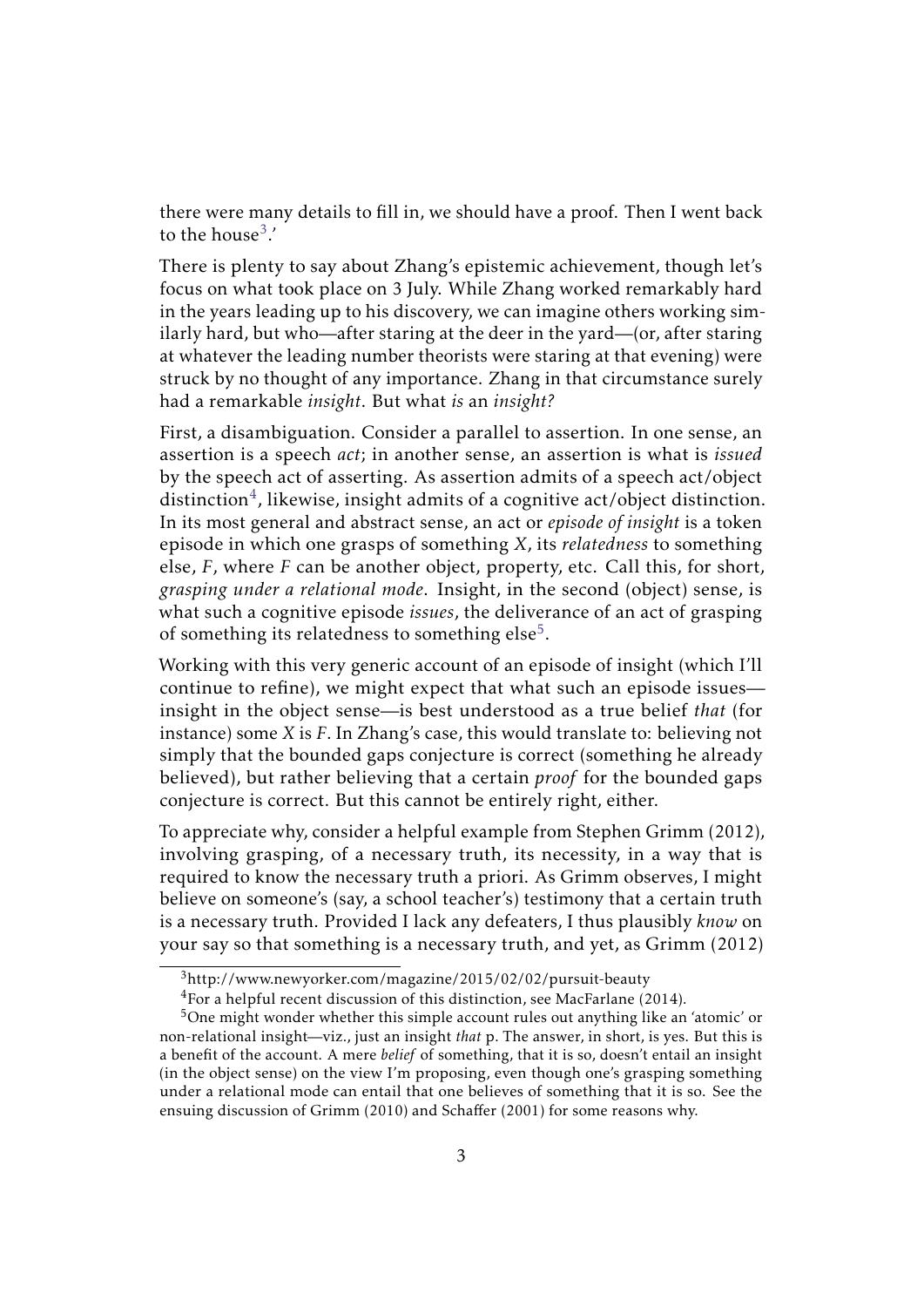there were many details to fill in, we should have a proof. Then I went back to the house[3].'

There is plenty to say about Zhang's epistemic achievement, though let's focus on what took place on 3 July. While Zhang worked remarkably hard in the years leading up to his discovery, we can imagine others working similarly hard, but who—after staring at the deer in the yard—(or, after staring at whatever the leading number theorists were staring at that evening) were struck by no thought of any importance. Zhang in that circumstance surely had a remarkable *insight*. But what *is* an *insight?*

First, a disambiguation. Consider a parallel to assertion. In one sense, an assertion is a speech *act*; in another sense, an assertion is what is *issued* by the speech act of asserting. As assertion admits of a speech act/object distinction[4], likewise, insight admits of a cognitive act/object distinction. In its most general and abstract sense, an act or *episode of insight* is a token episode in which one grasps of something *X*, its *relatedness* to something else, *F*, where *F* can be another object, property, etc. Call this, for short, *grasping under a relational mode*. Insight, in the second (object) sense, is what such a cognitive episode *issues*, the deliverance of an act of grasping of something its relatedness to something else[5].

Working with this very generic account of an episode of insight (which I'll continue to refine), we might expect that what such an episode issues—insight in the object sense—is best understood as a true belief *that* (for instance) some *X* is *F*. In Zhang's case, this would translate to: believing not simply that the bounded gaps conjecture is correct (something he already believed), but rather believing that a certain *proof* for the bounded gaps conjecture is correct. But this cannot be entirely right, either.

To appreciate why, consider a helpful example from Stephen Grimm (2012), involving grasping, of a necessary truth, its necessity, in a way that is required to know the necessary truth a priori. As Grimm observes, I might believe on someone's (say, a school teacher's) testimony that a certain truth is a necessary truth. Provided I lack any defeaters, I thus plausibly *know* on your say so that something is a necessary truth, and yet, as Grimm (2012)

---

[3] http://www.newyorker.com/magazine/2015/02/02/pursuit-beauty

[4] For a helpful recent discussion of this distinction, see MacFarlane (2014).

[5] One might wonder whether this simple account rules out anything like an 'atomic' or non-relational insight—viz., just an insight *that* p. The answer, in short, is yes. But this is a benefit of the account. A mere *belief* of something, that it is so, doesn't entail an insight (in the object sense) on the view I'm proposing, even though one's grasping something under a relational mode can entail that one believes of something that it is so. See the ensuing discussion of Grimm (2010) and Schaffer (2001) for some reasons why.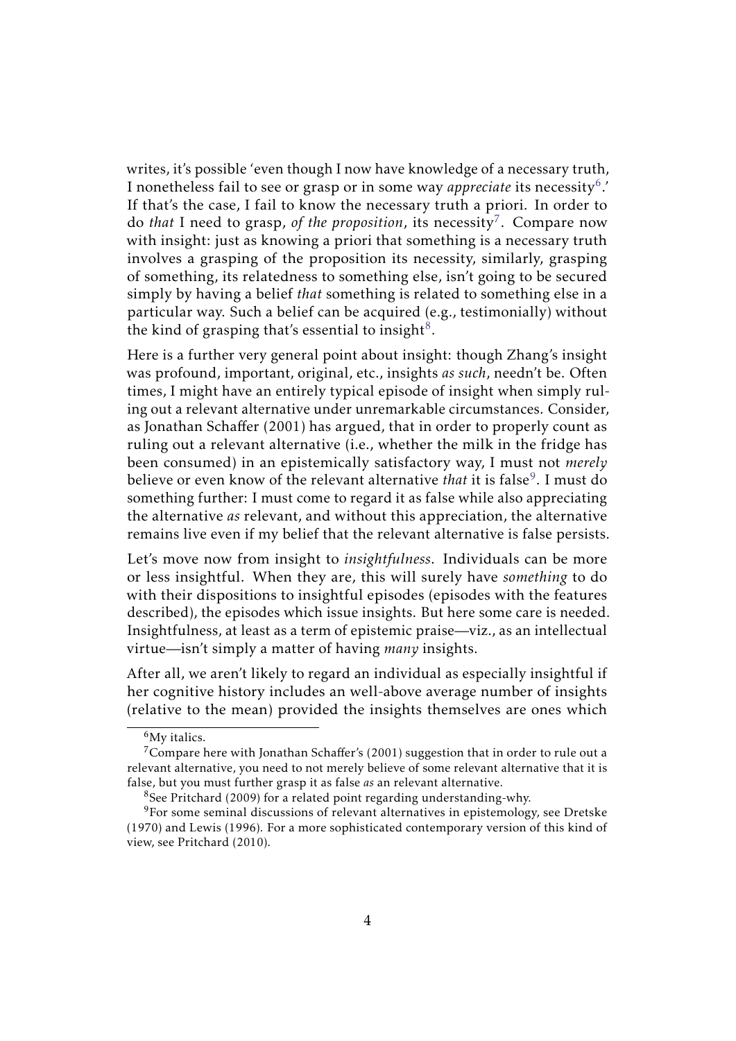writes, it's possible 'even though I now have knowledge of a necessary truth, I nonetheless fail to see or grasp or in some way *appreciate* its necessity[6].' If that's the case, I fail to know the necessary truth a priori. In order to do *that* I need to grasp, *of the proposition*, its necessity[7]. Compare now with insight: just as knowing a priori that something is a necessary truth involves a grasping of the proposition its necessity, similarly, grasping of something, its relatedness to something else, isn't going to be secured simply by having a belief *that* something is related to something else in a particular way. Such a belief can be acquired (e.g., testimonially) without the kind of grasping that's essential to insight[8].

Here is a further very general point about insight: though Zhang's insight was profound, important, original, etc., insights *as such*, needn't be. Often times, I might have an entirely typical episode of insight when simply ruling out a relevant alternative under unremarkable circumstances. Consider, as Jonathan Schaffer (2001) has argued, that in order to properly count as ruling out a relevant alternative (i.e., whether the milk in the fridge has been consumed) in an epistemically satisfactory way, I must not *merely* believe or even know of the relevant alternative *that* it is false[9]. I must do something further: I must come to regard it as false while also appreciating the alternative *as* relevant, and without this appreciation, the alternative remains live even if my belief that the relevant alternative is false persists.

Let's move now from insight to *insightfulness*. Individuals can be more or less insightful. When they are, this will surely have *something* to do with their dispositions to insightful episodes (episodes with the features described), the episodes which issue insights. But here some care is needed. Insightfulness, at least as a term of epistemic praise—viz., as an intellectual virtue—isn't simply a matter of having *many* insights.

After all, we aren't likely to regard an individual as especially insightful if her cognitive history includes an well-above average number of insights (relative to the mean) provided the insights themselves are ones which

---

[6] My italics.

[7] Compare here with Jonathan Schaffer's (2001) suggestion that in order to rule out a relevant alternative, you need to not merely believe of some relevant alternative that it is false, but you must further grasp it as false *as* an relevant alternative.

[8] See Pritchard (2009) for a related point regarding understanding-why.

[9] For some seminal discussions of relevant alternatives in epistemology, see Dretske (1970) and Lewis (1996). For a more sophisticated contemporary version of this kind of view, see Pritchard (2010).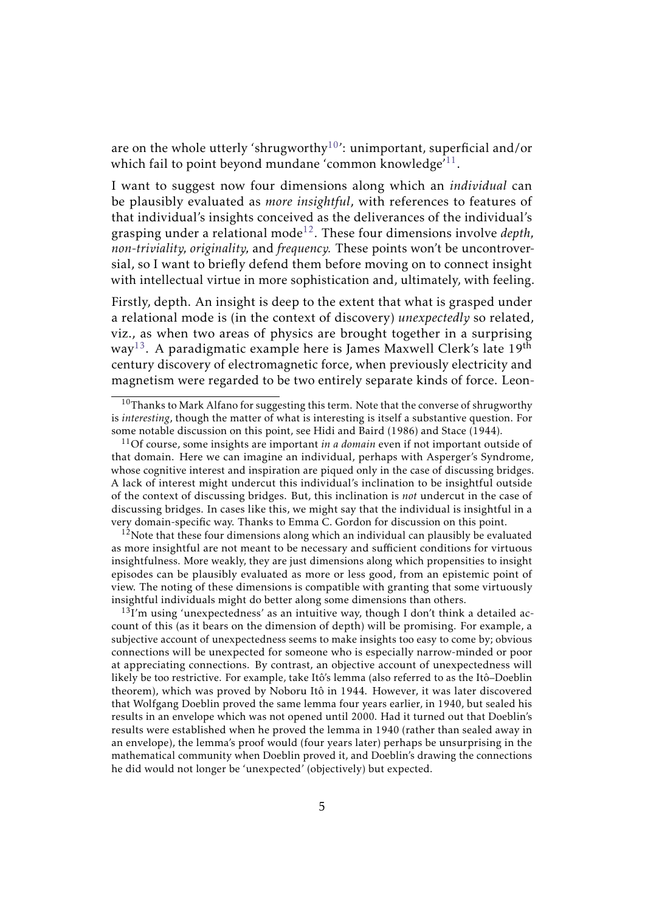are on the whole utterly 'shrugworthy[10]': unimportant, superficial and/or which fail to point beyond mundane 'common knowledge'[11].

I want to suggest now four dimensions along which an *individual* can be plausibly evaluated as *more insightful*, with references to features of that individual's insights conceived as the deliverances of the individual's grasping under a relational mode[12]. These four dimensions involve *depth*, *non-triviality*, *originality*, and *frequency*. These points won't be uncontroversial, so I want to briefly defend them before moving on to connect insight with intellectual virtue in more sophistication and, ultimately, with feeling.

Firstly, depth. An insight is deep to the extent that what is grasped under a relational mode is (in the context of discovery) *unexpectedly* so related, viz., as when two areas of physics are brought together in a surprising way[13]. A paradigmatic example here is James Maxwell Clerk's late 19th century discovery of electromagnetic force, when previously electricity and magnetism were regarded to be two entirely separate kinds of force. Leon-

---

[10] Thanks to Mark Alfano for suggesting this term. Note that the converse of shrugworthy is *interesting*, though the matter of what is interesting is itself a substantive question. For some notable discussion on this point, see Hidi and Baird (1986) and Stace (1944).

[11] Of course, some insights are important *in a domain* even if not important outside of that domain. Here we can imagine an individual, perhaps with Asperger's Syndrome, whose cognitive interest and inspiration are piqued only in the case of discussing bridges. A lack of interest might undercut this individual's inclination to be insightful outside of the context of discussing bridges. But, this inclination is *not* undercut in the case of discussing bridges. In cases like this, we might say that the individual is insightful in a very domain-specific way. Thanks to Emma C. Gordon for discussion on this point.

[12] Note that these four dimensions along which an individual can plausibly be evaluated as more insightful are not meant to be necessary and sufficient conditions for virtuous insightfulness. More weakly, they are just dimensions along which propensities to insight episodes can be plausibly evaluated as more or less good, from an epistemic point of view. The noting of these dimensions is compatible with granting that some virtuously insightful individuals might do better along some dimensions than others.

[13] I'm using 'unexpectedness' as an intuitive way, though I don't think a detailed account of this (as it bears on the dimension of depth) will be promising. For example, a subjective account of unexpectedness seems to make insights too easy to come by; obvious connections will be unexpected for someone who is especially narrow-minded or poor at appreciating connections. By contrast, an objective account of unexpectedness will likely be too restrictive. For example, take Itô's lemma (also referred to as the Itô–Doeblin theorem), which was proved by Noboru Itô in 1944. However, it was later discovered that Wolfgang Doeblin proved the same lemma four years earlier, in 1940, but sealed his results in an envelope which was not opened until 2000. Had it turned out that Doeblin's results were established when he proved the lemma in 1940 (rather than sealed away in an envelope), the lemma's proof would (four years later) perhaps be unsurprising in the mathematical community when Doeblin proved it, and Doeblin's drawing the connections he did would not longer be 'unexpected' (objectively) but expected.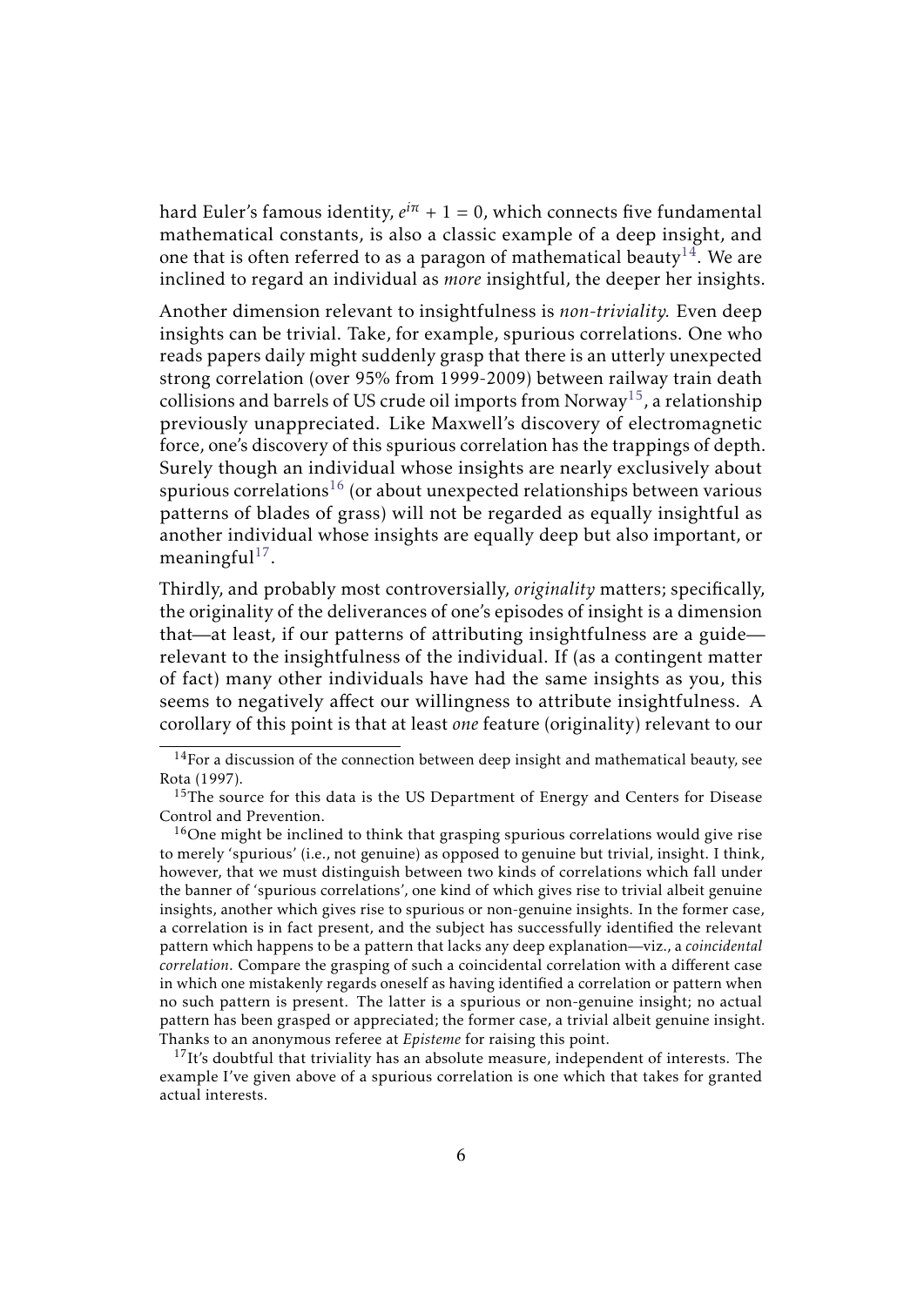hard Euler's famous identity, $e^{i\pi} + 1 = 0$, which connects five fundamental mathematical constants, is also a classic example of a deep insight, and one that is often referred to as a paragon of mathematical beauty[14]. We are inclined to regard an individual as *more* insightful, the deeper her insights.

Another dimension relevant to insightfulness is *non-triviality*. Even deep insights can be trivial. Take, for example, spurious correlations. One who reads papers daily might suddenly grasp that there is an utterly unexpected strong correlation (over 95% from 1999-2009) between railway train death collisions and barrels of US crude oil imports from Norway[15], a relationship previously unappreciated. Like Maxwell's discovery of electromagnetic force, one's discovery of this spurious correlation has the trappings of depth. Surely though an individual whose insights are nearly exclusively about spurious correlations[16] (or about unexpected relationships between various patterns of blades of grass) will not be regarded as equally insightful as another individual whose insights are equally deep but also important, or meaningful[17].

Thirdly, and probably most controversially, *originality* matters; specifically, the originality of the deliverances of one's episodes of insight is a dimension that—at least, if our patterns of attributing insightfulness are a guide—relevant to the insightfulness of the individual. If (as a contingent matter of fact) many other individuals have had the same insights as you, this seems to negatively affect our willingness to attribute insightfulness. A corollary of this point is that at least *one* feature (originality) relevant to our

---

[14] For a discussion of the connection between deep insight and mathematical beauty, see Rota (1997).

[15] The source for this data is the US Department of Energy and Centers for Disease Control and Prevention.

[16] One might be inclined to think that grasping spurious correlations would give rise to merely 'spurious' (i.e., not genuine) as opposed to genuine but trivial, insight. I think, however, that we must distinguish between two kinds of correlations which fall under the banner of 'spurious correlations', one kind of which gives rise to trivial albeit genuine insights, another which gives rise to spurious or non-genuine insights. In the former case, a correlation is in fact present, and the subject has successfully identified the relevant pattern which happens to be a pattern that lacks any deep explanation—viz., a *coincidental correlation*. Compare the grasping of such a coincidental correlation with a different case in which one mistakenly regards oneself as having identified a correlation or pattern when no such pattern is present. The latter is a spurious or non-genuine insight; no actual pattern has been grasped or appreciated; the former case, a trivial albeit genuine insight. Thanks to an anonymous referee at *Episteme* for raising this point.

[17] It's doubtful that triviality has an absolute measure, independent of interests. The example I've given above of a spurious correlation is one which that takes for granted actual interests.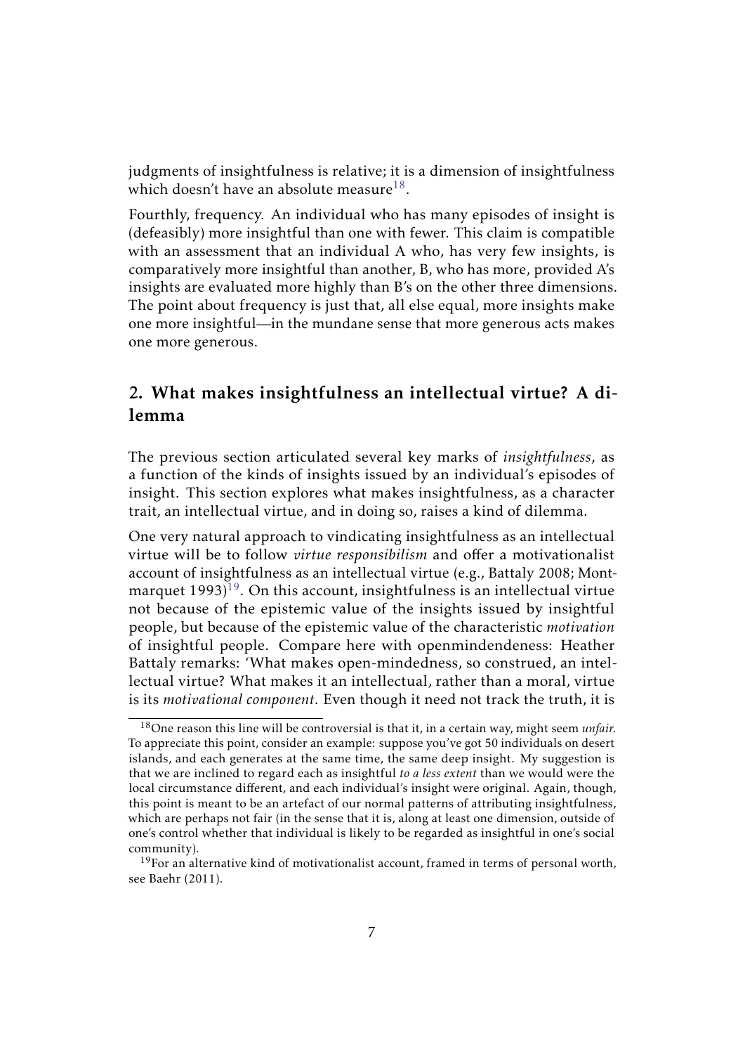judgments of insightfulness is relative; it is a dimension of insightfulness which doesn't have an absolute measure[18].

Fourthly, frequency. An individual who has many episodes of insight is (defeasibly) more insightful than one with fewer. This claim is compatible with an assessment that an individual A who, has very few insights, is comparatively more insightful than another, B, who has more, provided A's insights are evaluated more highly than B's on the other three dimensions. The point about frequency is just that, all else equal, more insights make one more insightful—in the mundane sense that more generous acts makes one more generous.

## 2. What makes insightfulness an intellectual virtue? A dilemma

The previous section articulated several key marks of *insightfulness*, as a function of the kinds of insights issued by an individual's episodes of insight. This section explores what makes insightfulness, as a character trait, an intellectual virtue, and in doing so, raises a kind of dilemma.

One very natural approach to vindicating insightfulness as an intellectual virtue will be to follow *virtue responsibilism* and offer a motivationalist account of insightfulness as an intellectual virtue (e.g., Battaly 2008; Montmarquet 1993)[19]. On this account, insightfulness is an intellectual virtue not because of the epistemic value of the insights issued by insightful people, but because of the epistemic value of the characteristic *motivation* of insightful people. Compare here with openmindendeness: Heather Battaly remarks: 'What makes open-mindedness, so construed, an intellectual virtue? What makes it an intellectual, rather than a moral, virtue is its *motivational component*. Even though it need not track the truth, it is

[18] One reason this line will be controversial is that it, in a certain way, might seem *unfair*. To appreciate this point, consider an example: suppose you've got 50 individuals on desert islands, and each generates at the same time, the same deep insight. My suggestion is that we are inclined to regard each as insightful *to a less extent* than we would were the local circumstance different, and each individual's insight were original. Again, though, this point is meant to be an artefact of our normal patterns of attributing insightfulness, which are perhaps not fair (in the sense that it is, along at least one dimension, outside of one's control whether that individual is likely to be regarded as insightful in one's social community).

[19] For an alternative kind of motivationalist account, framed in terms of personal worth, see Baehr (2011).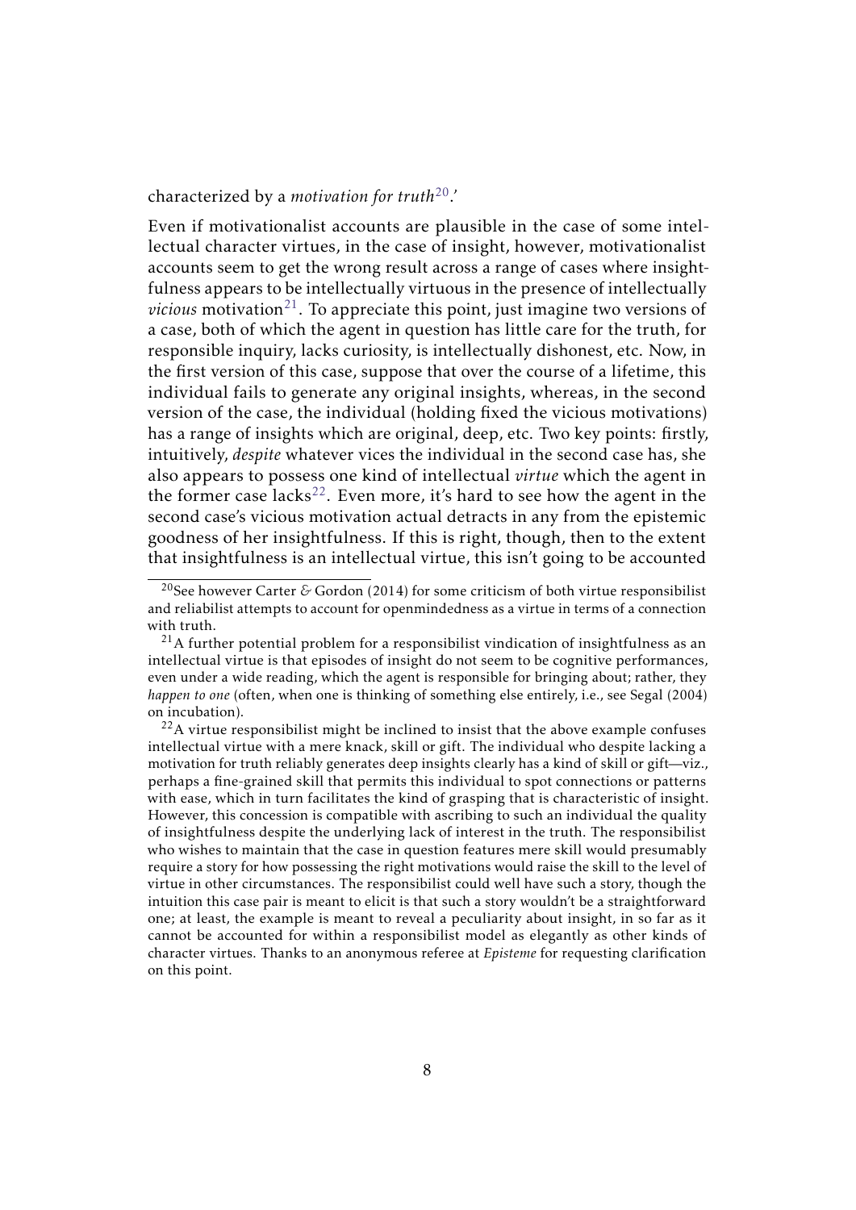characterized by a *motivation for truth*[20].'

Even if motivationalist accounts are plausible in the case of some intellectual character virtues, in the case of insight, however, motivationalist accounts seem to get the wrong result across a range of cases where insightfulness appears to be intellectually virtuous in the presence of intellectually *vicious* motivation[21]. To appreciate this point, just imagine two versions of a case, both of which the agent in question has little care for the truth, for responsible inquiry, lacks curiosity, is intellectually dishonest, etc. Now, in the first version of this case, suppose that over the course of a lifetime, this individual fails to generate any original insights, whereas, in the second version of the case, the individual (holding fixed the vicious motivations) has a range of insights which are original, deep, etc. Two key points: firstly, intuitively, *despite* whatever vices the individual in the second case has, she also appears to possess one kind of intellectual *virtue* which the agent in the former case lacks[22]. Even more, it's hard to see how the agent in the second case's vicious motivation actual detracts in any from the epistemic goodness of her insightfulness. If this is right, though, then to the extent that insightfulness is an intellectual virtue, this isn't going to be accounted

[20] See however Carter & Gordon (2014) for some criticism of both virtue responsibilist and reliabilist attempts to account for openmindedness as a virtue in terms of a connection with truth.

[21] A further potential problem for a responsibilist vindication of insightfulness as an intellectual virtue is that episodes of insight do not seem to be cognitive performances, even under a wide reading, which the agent is responsible for bringing about; rather, they *happen to one* (often, when one is thinking of something else entirely, i.e., see Segal (2004) on incubation).

[22] A virtue responsibilist might be inclined to insist that the above example confuses intellectual virtue with a mere knack, skill or gift. The individual who despite lacking a motivation for truth reliably generates deep insights clearly has a kind of skill or gift—viz., perhaps a fine-grained skill that permits this individual to spot connections or patterns with ease, which in turn facilitates the kind of grasping that is characteristic of insight. However, this concession is compatible with ascribing to such an individual the quality of insightfulness despite the underlying lack of interest in the truth. The responsibilist who wishes to maintain that the case in question features mere skill would presumably require a story for how possessing the right motivations would raise the skill to the level of virtue in other circumstances. The responsibilist could well have such a story, though the intuition this case pair is meant to elicit is that such a story wouldn't be a straightforward one; at least, the example is meant to reveal a peculiarity about insight, in so far as it cannot be accounted for within a responsibilist model as elegantly as other kinds of character virtues. Thanks to an anonymous referee at *Episteme* for requesting clarification on this point.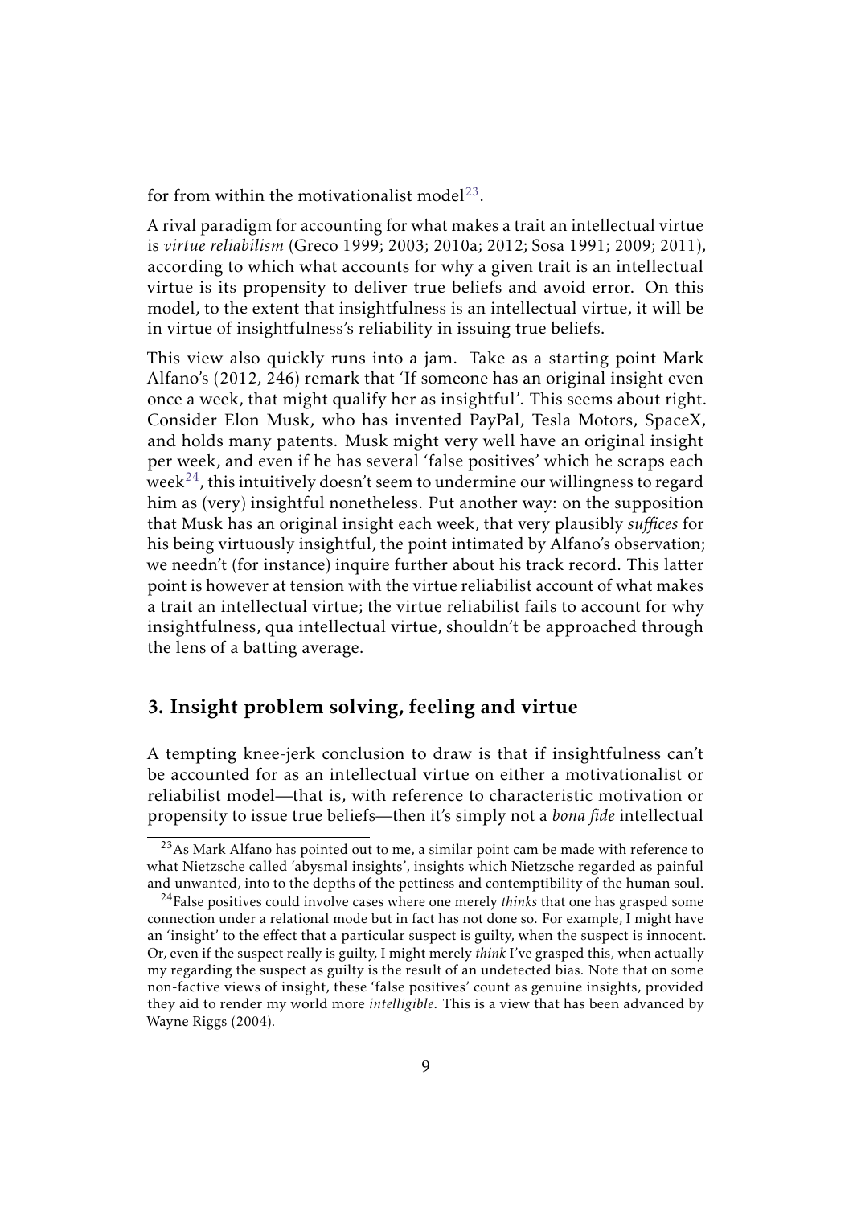for from within the motivationalist model[23].

A rival paradigm for accounting for what makes a trait an intellectual virtue is *virtue reliabilism* (Greco 1999; 2003; 2010a; 2012; Sosa 1991; 2009; 2011), according to which what accounts for why a given trait is an intellectual virtue is its propensity to deliver true beliefs and avoid error. On this model, to the extent that insightfulness is an intellectual virtue, it will be in virtue of insightfulness's reliability in issuing true beliefs.

This view also quickly runs into a jam. Take as a starting point Mark Alfano's (2012, 246) remark that 'If someone has an original insight even once a week, that might qualify her as insightful'. This seems about right. Consider Elon Musk, who has invented PayPal, Tesla Motors, SpaceX, and holds many patents. Musk might very well have an original insight per week, and even if he has several 'false positives' which he scraps each week[24], this intuitively doesn't seem to undermine our willingness to regard him as (very) insightful nonetheless. Put another way: on the supposition that Musk has an original insight each week, that very plausibly *suffices* for his being virtuously insightful, the point intimated by Alfano's observation; we needn't (for instance) inquire further about his track record. This latter point is however at tension with the virtue reliabilist account of what makes a trait an intellectual virtue; the virtue reliabilist fails to account for why insightfulness, qua intellectual virtue, shouldn't be approached through the lens of a batting average.

## 3. Insight problem solving, feeling and virtue

A tempting knee-jerk conclusion to draw is that if insightfulness can't be accounted for as an intellectual virtue on either a motivationalist or reliabilist model—that is, with reference to characteristic motivation or propensity to issue true beliefs—then it's simply not a *bona fide* intellectual

[23] As Mark Alfano has pointed out to me, a similar point cam be made with reference to what Nietzsche called 'abysmal insights', insights which Nietzsche regarded as painful and unwanted, into to the depths of the pettiness and contemptibility of the human soul.

[24] False positives could involve cases where one merely *thinks* that one has grasped some connection under a relational mode but in fact has not done so. For example, I might have an 'insight' to the effect that a particular suspect is guilty, when the suspect is innocent. Or, even if the suspect really is guilty, I might merely *think* I've grasped this, when actually my regarding the suspect as guilty is the result of an undetected bias. Note that on some non-factive views of insight, these 'false positives' count as genuine insights, provided they aid to render my world more *intelligible*. This is a view that has been advanced by Wayne Riggs (2004).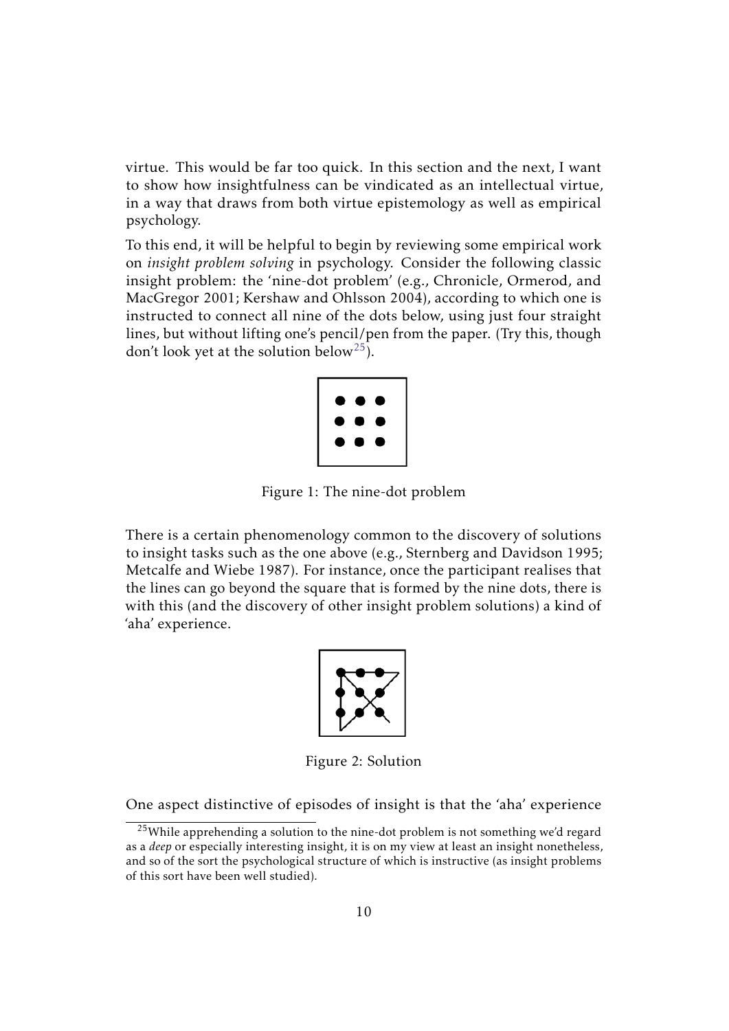virtue. This would be far too quick. In this section and the next, I want to show how insightfulness can be vindicated as an intellectual virtue, in a way that draws from both virtue epistemology as well as empirical psychology.

To this end, it will be helpful to begin by reviewing some empirical work on *insight problem solving* in psychology. Consider the following classic insight problem: the 'nine-dot problem' (e.g., Chronicle, Ormerod, and MacGregor 2001; Kershaw and Ohlsson 2004), according to which one is instructed to connect all nine of the dots below, using just four straight lines, but without lifting one's pencil/pen from the paper. (Try this, though don't look yet at the solution below[25]).

Figure 1: The nine-dot problem

There is a certain phenomenology common to the discovery of solutions to insight tasks such as the one above (e.g., Sternberg and Davidson 1995; Metcalfe and Wiebe 1987). For instance, once the participant realises that the lines can go beyond the square that is formed by the nine dots, there is with this (and the discovery of other insight problem solutions) a kind of 'aha' experience.

Figure 2: Solution

One aspect distinctive of episodes of insight is that the 'aha' experience

[25]While apprehending a solution to the nine-dot problem is not something we'd regard as a *deep* or especially interesting insight, it is on my view at least an insight nonetheless, and so of the sort the psychological structure of which is instructive (as insight problems of this sort have been well studied).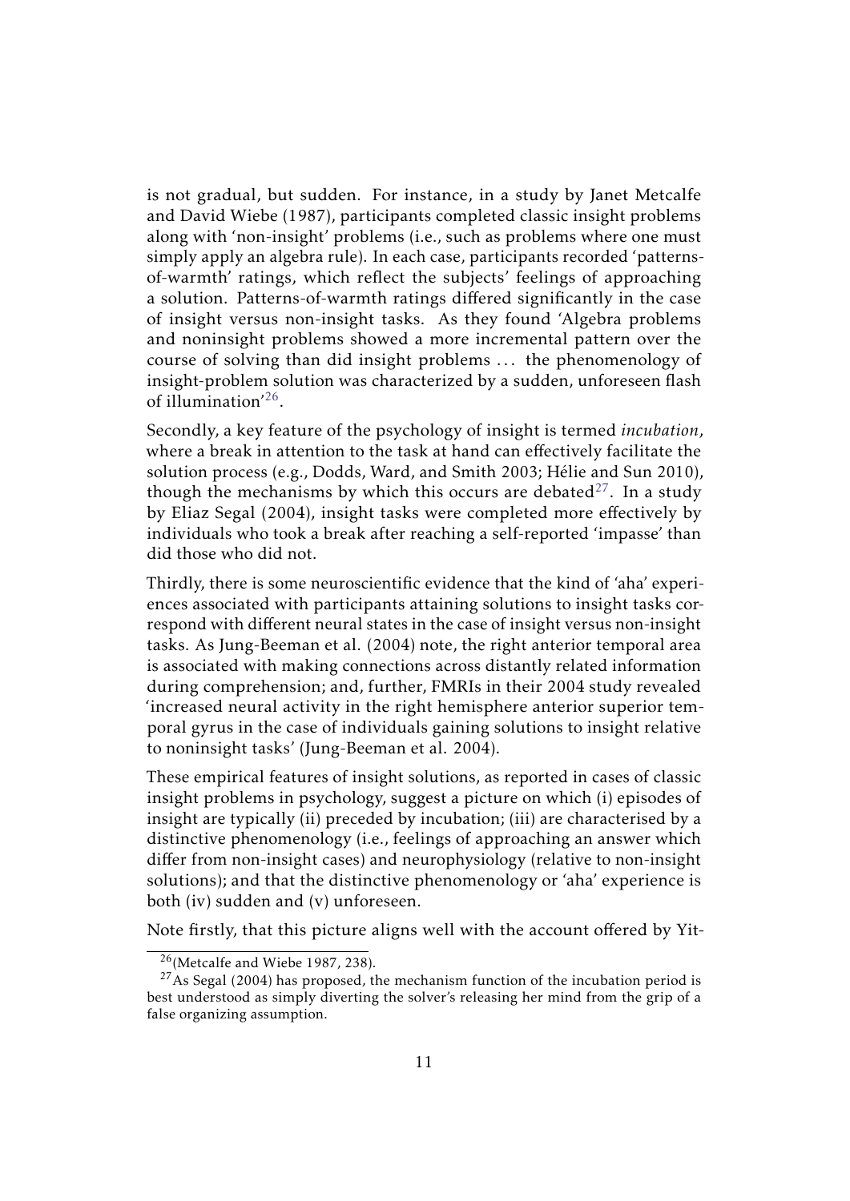is not gradual, but sudden. For instance, in a study by Janet Metcalfe and David Wiebe (1987), participants completed classic insight problems along with 'non-insight' problems (i.e., such as problems where one must simply apply an algebra rule). In each case, participants recorded 'patterns-of-warmth' ratings, which reflect the subjects' feelings of approaching a solution. Patterns-of-warmth ratings differed significantly in the case of insight versus non-insight tasks. As they found 'Algebra problems and noninsight problems showed a more incremental pattern over the course of solving than did insight problems ... the phenomenology of insight-problem solution was characterized by a sudden, unforeseen flash of illumination'[26].

Secondly, a key feature of the psychology of insight is termed *incubation*, where a break in attention to the task at hand can effectively facilitate the solution process (e.g., Dodds, Ward, and Smith 2003; Hélie and Sun 2010), though the mechanisms by which this occurs are debated[27]. In a study by Eliaz Segal (2004), insight tasks were completed more effectively by individuals who took a break after reaching a self-reported 'impasse' than did those who did not.

Thirdly, there is some neuroscientific evidence that the kind of 'aha' experiences associated with participants attaining solutions to insight tasks correspond with different neural states in the case of insight versus non-insight tasks. As Jung-Beeman et al. (2004) note, the right anterior temporal area is associated with making connections across distantly related information during comprehension; and, further, FMRIs in their 2004 study revealed 'increased neural activity in the right hemisphere anterior superior temporal gyrus in the case of individuals gaining solutions to insight relative to noninsight tasks' (Jung-Beeman et al. 2004).

These empirical features of insight solutions, as reported in cases of classic insight problems in psychology, suggest a picture on which (i) episodes of insight are typically (ii) preceded by incubation; (iii) are characterised by a distinctive phenomenology (i.e., feelings of approaching an answer which differ from non-insight cases) and neurophysiology (relative to non-insight solutions); and that the distinctive phenomenology or 'aha' experience is both (iv) sudden and (v) unforeseen.

Note firstly, that this picture aligns well with the account offered by Yit-

---

[26](Metcalfe and Wiebe 1987, 238).

[27]As Segal (2004) has proposed, the mechanism function of the incubation period is best understood as simply diverting the solver's releasing her mind from the grip of a false organizing assumption.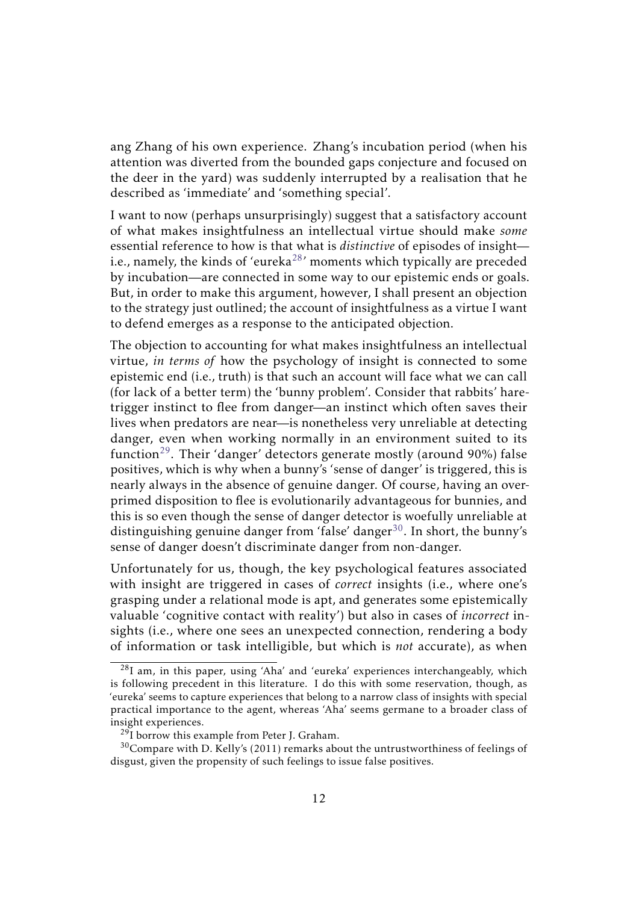ang Zhang of his own experience. Zhang's incubation period (when his attention was diverted from the bounded gaps conjecture and focused on the deer in the yard) was suddenly interrupted by a realisation that he described as 'immediate' and 'something special'.

I want to now (perhaps unsurprisingly) suggest that a satisfactory account of what makes insightfulness an intellectual virtue should make *some* essential reference to how is that what is *distinctive* of episodes of insight—i.e., namely, the kinds of 'eureka[28]' moments which typically are preceded by incubation—are connected in some way to our epistemic ends or goals. But, in order to make this argument, however, I shall present an objection to the strategy just outlined; the account of insightfulness as a virtue I want to defend emerges as a response to the anticipated objection.

The objection to accounting for what makes insightfulness an intellectual virtue, *in terms of* how the psychology of insight is connected to some epistemic end (i.e., truth) is that such an account will face what we can call (for lack of a better term) the 'bunny problem'. Consider that rabbits' hare-trigger instinct to flee from danger—an instinct which often saves their lives when predators are near—is nonetheless very unreliable at detecting danger, even when working normally in an environment suited to its function[29]. Their 'danger' detectors generate mostly (around 90%) false positives, which is why when a bunny's 'sense of danger' is triggered, this is nearly always in the absence of genuine danger. Of course, having an over-primed disposition to flee is evolutionarily advantageous for bunnies, and this is so even though the sense of danger detector is woefully unreliable at distinguishing genuine danger from 'false' danger[30]. In short, the bunny's sense of danger doesn't discriminate danger from non-danger.

Unfortunately for us, though, the key psychological features associated with insight are triggered in cases of *correct* insights (i.e., where one's grasping under a relational mode is apt, and generates some epistemically valuable 'cognitive contact with reality') but also in cases of *incorrect* insights (i.e., where one sees an unexpected connection, rendering a body of information or task intelligible, but which is *not* accurate), as when

[28] I am, in this paper, using 'Aha' and 'eureka' experiences interchangeably, which is following precedent in this literature. I do this with some reservation, though, as 'eureka' seems to capture experiences that belong to a narrow class of insights with special practical importance to the agent, whereas 'Aha' seems germane to a broader class of insight experiences.

[29] I borrow this example from Peter J. Graham.

[30] Compare with D. Kelly's (2011) remarks about the untrustworthiness of feelings of disgust, given the propensity of such feelings to issue false positives.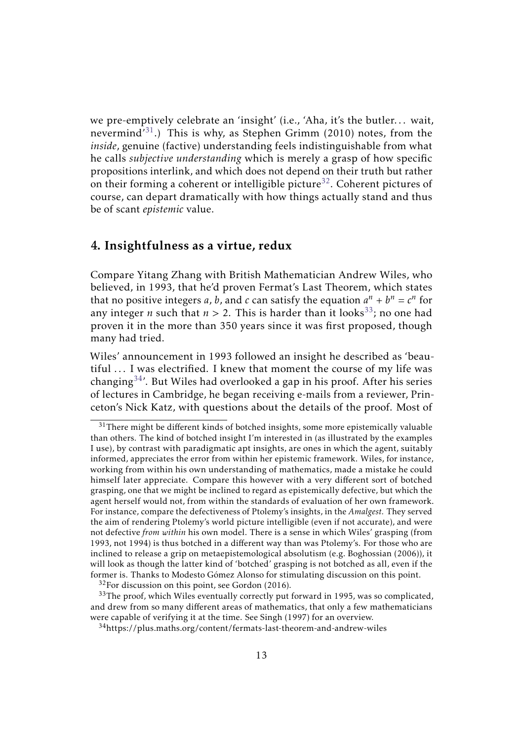we pre-emptively celebrate an 'insight' (i.e., 'Aha, it's the butler... wait, nevermind'[31].) This is why, as Stephen Grimm (2010) notes, from the *inside*, genuine (factive) understanding feels indistinguishable from what he calls *subjective understanding* which is merely a grasp of how specific propositions interlink, and which does not depend on their truth but rather on their forming a coherent or intelligible picture[32]. Coherent pictures of course, can depart dramatically with how things actually stand and thus be of scant *epistemic* value.

## 4. Insightfulness as a virtue, redux

Compare Yitang Zhang with British Mathematician Andrew Wiles, who believed, in 1993, that he'd proven Fermat's Last Theorem, which states that no positive integers $a$, $b$, and $c$ can satisfy the equation $a^n + b^n = c^n$ for any integer $n$ such that $n > 2$. This is harder than it looks[33]; no one had proven it in the more than 350 years since it was first proposed, though many had tried.

Wiles' announcement in 1993 followed an insight he described as 'beautiful ... I was electrified. I knew that moment the course of my life was changing[34]'. But Wiles had overlooked a gap in his proof. After his series of lectures in Cambridge, he began receiving e-mails from a reviewer, Princeton's Nick Katz, with questions about the details of the proof. Most of

---

[31] There might be different kinds of botched insights, some more epistemically valuable than others. The kind of botched insight I'm interested in (as illustrated by the examples I use), by contrast with paradigmatic apt insights, are ones in which the agent, suitably informed, appreciates the error from within her epistemic framework. Wiles, for instance, working from within his own understanding of mathematics, made a mistake he could himself later appreciate. Compare this however with a very different sort of botched grasping, one that we might be inclined to regard as epistemically defective, but which the agent herself would not, from within the standards of evaluation of her own framework. For instance, compare the defectiveness of Ptolemy's insights, in the *Amalgest.* They served the aim of rendering Ptolemy's world picture intelligible (even if not accurate), and were not defective *from within* his own model. There is a sense in which Wiles' grasping (from 1993, not 1994) is thus botched in a different way than was Ptolemy's. For those who are inclined to release a grip on metaepistemological absolutism (e.g. Boghossian (2006)), it will look as though the latter kind of 'botched' grasping is not botched as all, even if the former is. Thanks to Modesto Gómez Alonso for stimulating discussion on this point.

[32] For discussion on this point, see Gordon (2016).

[33] The proof, which Wiles eventually correctly put forward in 1995, was so complicated, and drew from so many different areas of mathematics, that only a few mathematicians were capable of verifying it at the time. See Singh (1997) for an overview.

[34] https://plus.maths.org/content/fermats-last-theorem-and-andrew-wiles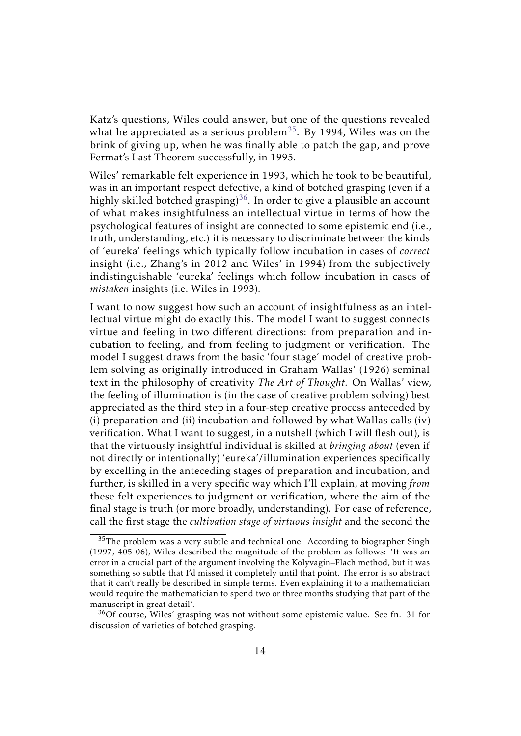Katz's questions, Wiles could answer, but one of the questions revealed what he appreciated as a serious problem[35]. By 1994, Wiles was on the brink of giving up, when he was finally able to patch the gap, and prove Fermat's Last Theorem successfully, in 1995.

Wiles' remarkable felt experience in 1993, which he took to be beautiful, was in an important respect defective, a kind of botched grasping (even if a highly skilled botched grasping)[36]. In order to give a plausible an account of what makes insightfulness an intellectual virtue in terms of how the psychological features of insight are connected to some epistemic end (i.e., truth, understanding, etc.) it is necessary to discriminate between the kinds of 'eureka' feelings which typically follow incubation in cases of *correct* insight (i.e., Zhang's in 2012 and Wiles' in 1994) from the subjectively indistinguishable 'eureka' feelings which follow incubation in cases of *mistaken* insights (i.e. Wiles in 1993).

I want to now suggest how such an account of insightfulness as an intellectual virtue might do exactly this. The model I want to suggest connects virtue and feeling in two different directions: from preparation and incubation to feeling, and from feeling to judgment or verification. The model I suggest draws from the basic 'four stage' model of creative problem solving as originally introduced in Graham Wallas' (1926) seminal text in the philosophy of creativity *The Art of Thought.* On Wallas' view, the feeling of illumination is (in the case of creative problem solving) best appreciated as the third step in a four-step creative process anteceded by (i) preparation and (ii) incubation and followed by what Wallas calls (iv) verification. What I want to suggest, in a nutshell (which I will flesh out), is that the virtuously insightful individual is skilled at *bringing about* (even if not directly or intentionally) 'eureka'/illumination experiences specifically by excelling in the anteceding stages of preparation and incubation, and further, is skilled in a very specific way which I'll explain, at moving *from* these felt experiences to judgment or verification, where the aim of the final stage is truth (or more broadly, understanding). For ease of reference, call the first stage the *cultivation stage of virtuous insight* and the second the

---

[35] The problem was a very subtle and technical one. According to biographer Singh (1997, 405-06), Wiles described the magnitude of the problem as follows: 'It was an error in a crucial part of the argument involving the Kolyvagin–Flach method, but it was something so subtle that I'd missed it completely until that point. The error is so abstract that it can't really be described in simple terms. Even explaining it to a mathematician would require the mathematician to spend two or three months studying that part of the manuscript in great detail'.

[36] Of course, Wiles' grasping was not without some epistemic value. See fn. 31 for discussion of varieties of botched grasping.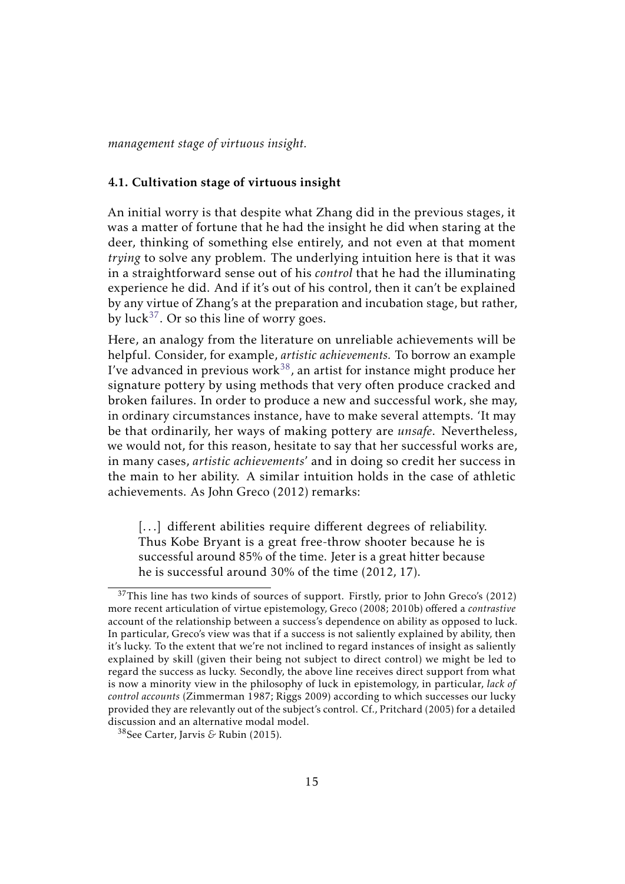*management stage of virtuous insight.*

### 4.1. Cultivation stage of virtuous insight

An initial worry is that despite what Zhang did in the previous stages, it was a matter of fortune that he had the insight he did when staring at the deer, thinking of something else entirely, and not even at that moment *trying* to solve any problem. The underlying intuition here is that it was in a straightforward sense out of his *control* that he had the illuminating experience he did. And if it's out of his control, then it can't be explained by any virtue of Zhang's at the preparation and incubation stage, but rather, by luck[37]. Or so this line of worry goes.

Here, an analogy from the literature on unreliable achievements will be helpful. Consider, for example, *artistic achievements.* To borrow an example I've advanced in previous work[38], an artist for instance might produce her signature pottery by using methods that very often produce cracked and broken failures. In order to produce a new and successful work, she may, in ordinary circumstances instance, have to make several attempts. 'It may be that ordinarily, her ways of making pottery are *unsafe*. Nevertheless, we would not, for this reason, hesitate to say that her successful works are, in many cases, *artistic achievements*' and in doing so credit her success in the main to her ability. A similar intuition holds in the case of athletic achievements. As John Greco (2012) remarks:

> [...] different abilities require different degrees of reliability. Thus Kobe Bryant is a great free-throw shooter because he is successful around 85% of the time. Jeter is a great hitter because he is successful around 30% of the time (2012, 17).

[37] This line has two kinds of sources of support. Firstly, prior to John Greco's (2012) more recent articulation of virtue epistemology, Greco (2008; 2010b) offered a *contrastive* account of the relationship between a success's dependence on ability as opposed to luck. In particular, Greco's view was that if a success is not saliently explained by ability, then it's lucky. To the extent that we're not inclined to regard instances of insight as saliently explained by skill (given their being not subject to direct control) we might be led to regard the success as lucky. Secondly, the above line receives direct support from what is now a minority view in the philosophy of luck in epistemology, in particular, *lack of control accounts* (Zimmerman 1987; Riggs 2009) according to which successes our lucky provided they are relevantly out of the subject's control. Cf., Pritchard (2005) for a detailed discussion and an alternative modal model.

[38] See Carter, Jarvis & Rubin (2015).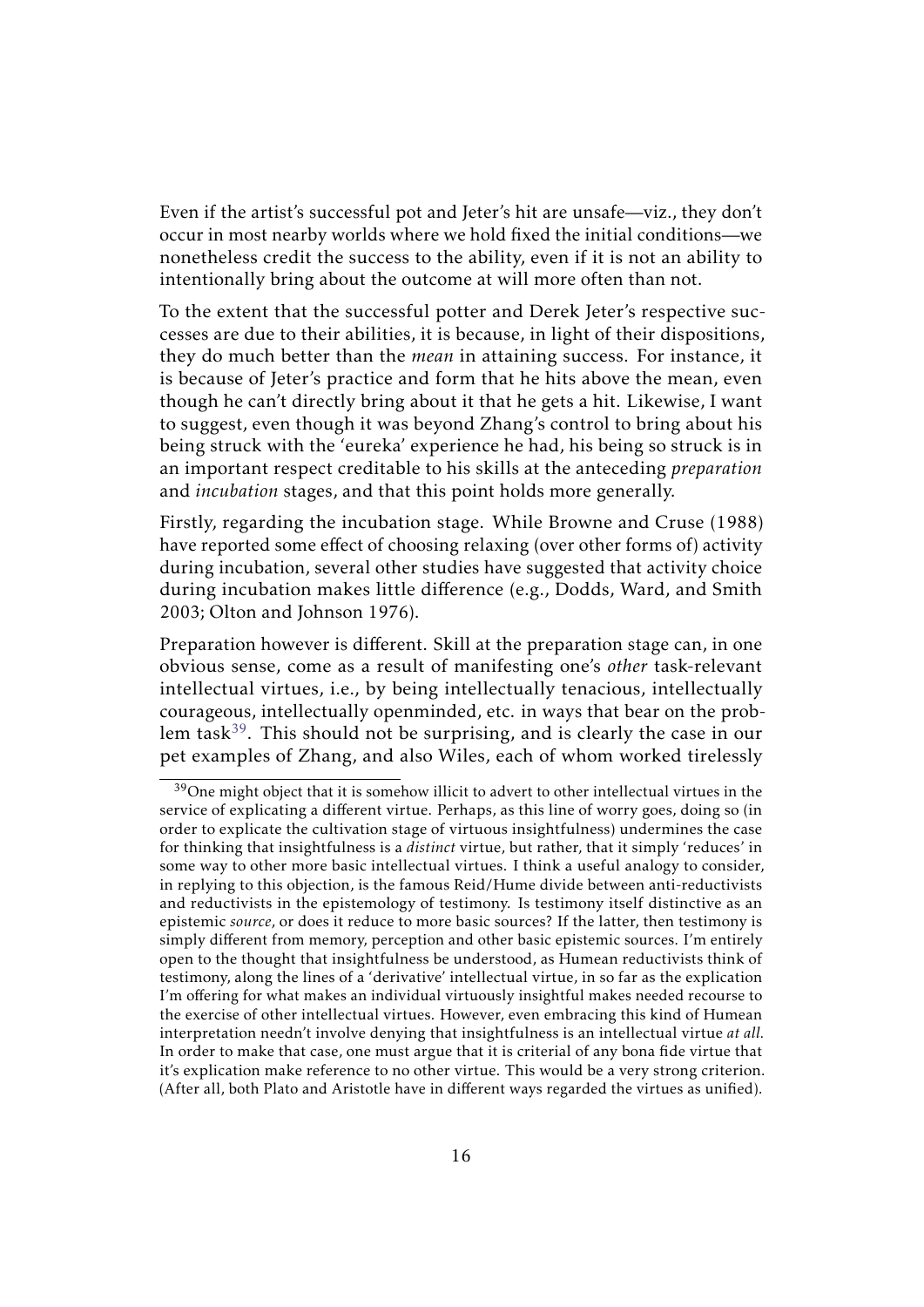Even if the artist's successful pot and Jeter's hit are unsafe—viz., they don't occur in most nearby worlds where we hold fixed the initial conditions—we nonetheless credit the success to the ability, even if it is not an ability to intentionally bring about the outcome at will more often than not.

To the extent that the successful potter and Derek Jeter's respective successes are due to their abilities, it is because, in light of their dispositions, they do much better than the *mean* in attaining success. For instance, it is because of Jeter's practice and form that he hits above the mean, even though he can't directly bring about it that he gets a hit. Likewise, I want to suggest, even though it was beyond Zhang's control to bring about his being struck with the 'eureka' experience he had, his being so struck is in an important respect creditable to his skills at the anteceding *preparation* and *incubation* stages, and that this point holds more generally.

Firstly, regarding the incubation stage. While Browne and Cruse (1988) have reported some effect of choosing relaxing (over other forms of) activity during incubation, several other studies have suggested that activity choice during incubation makes little difference (e.g., Dodds, Ward, and Smith 2003; Olton and Johnson 1976).

Preparation however is different. Skill at the preparation stage can, in one obvious sense, come as a result of manifesting one's *other* task-relevant intellectual virtues, i.e., by being intellectually tenacious, intellectually courageous, intellectually openminded, etc. in ways that bear on the problem task[39]. This should not be surprising, and is clearly the case in our pet examples of Zhang, and also Wiles, each of whom worked tirelessly

[39]One might object that it is somehow illicit to advert to other intellectual virtues in the service of explicating a different virtue. Perhaps, as this line of worry goes, doing so (in order to explicate the cultivation stage of virtuous insightfulness) undermines the case for thinking that insightfulness is a *distinct* virtue, but rather, that it simply 'reduces' in some way to other more basic intellectual virtues. I think a useful analogy to consider, in replying to this objection, is the famous Reid/Hume divide between anti-reductivists and reductivists in the epistemology of testimony. Is testimony itself distinctive as an epistemic *source*, or does it reduce to more basic sources? If the latter, then testimony is simply different from memory, perception and other basic epistemic sources. I'm entirely open to the thought that insightfulness be understood, as Humean reductivists think of testimony, along the lines of a 'derivative' intellectual virtue, in so far as the explication I'm offering for what makes an individual virtuously insightful makes needed recourse to the exercise of other intellectual virtues. However, even embracing this kind of Humean interpretation needn't involve denying that insightfulness is an intellectual virtue *at all*. In order to make that case, one must argue that it is criterial of any bona fide virtue that it's explication make reference to no other virtue. This would be a very strong criterion. (After all, both Plato and Aristotle have in different ways regarded the virtues as unified).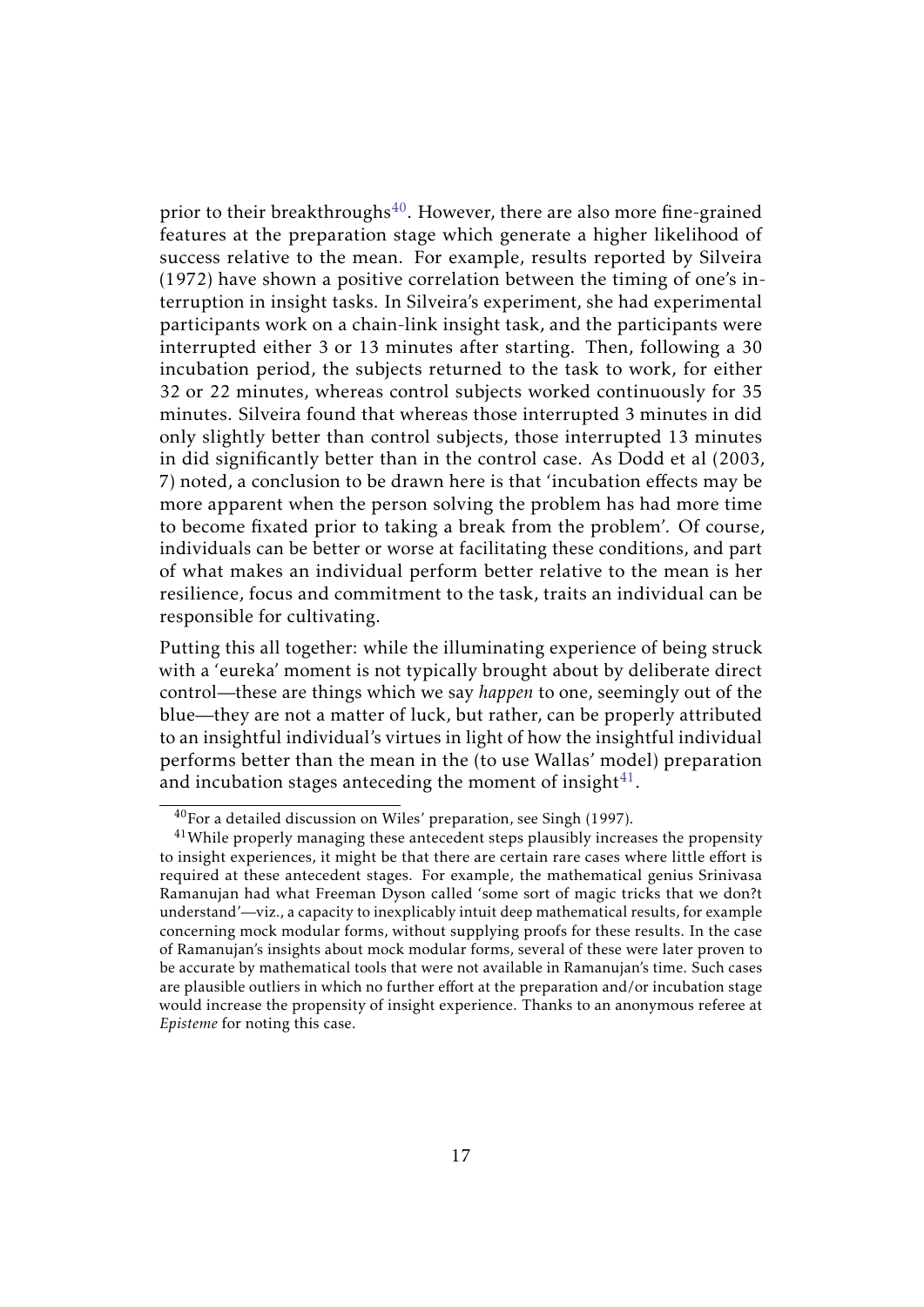prior to their breakthroughs[40]. However, there are also more fine-grained features at the preparation stage which generate a higher likelihood of success relative to the mean. For example, results reported by Silveira (1972) have shown a positive correlation between the timing of one's interruption in insight tasks. In Silveira's experiment, she had experimental participants work on a chain-link insight task, and the participants were interrupted either 3 or 13 minutes after starting. Then, following a 30 incubation period, the subjects returned to the task to work, for either 32 or 22 minutes, whereas control subjects worked continuously for 35 minutes. Silveira found that whereas those interrupted 3 minutes in did only slightly better than control subjects, those interrupted 13 minutes in did significantly better than in the control case. As Dodd et al (2003, 7) noted, a conclusion to be drawn here is that 'incubation effects may be more apparent when the person solving the problem has had more time to become fixated prior to taking a break from the problem'. Of course, individuals can be better or worse at facilitating these conditions, and part of what makes an individual perform better relative to the mean is her resilience, focus and commitment to the task, traits an individual can be responsible for cultivating.

Putting this all together: while the illuminating experience of being struck with a 'eureka' moment is not typically brought about by deliberate direct control—these are things which we say *happen* to one, seemingly out of the blue—they are not a matter of luck, but rather, can be properly attributed to an insightful individual's virtues in light of how the insightful individual performs better than the mean in the (to use Wallas' model) preparation and incubation stages anteceding the moment of insight[41].

[40] For a detailed discussion on Wiles' preparation, see Singh (1997).

[41] While properly managing these antecedent steps plausibly increases the propensity to insight experiences, it might be that there are certain rare cases where little effort is required at these antecedent stages. For example, the mathematical genius Srinivasa Ramanujan had what Freeman Dyson called 'some sort of magic tricks that we don?t understand'—viz., a capacity to inexplicably intuit deep mathematical results, for example concerning mock modular forms, without supplying proofs for these results. In the case of Ramanujan's insights about mock modular forms, several of these were later proven to be accurate by mathematical tools that were not available in Ramanujan's time. Such cases are plausible outliers in which no further effort at the preparation and/or incubation stage would increase the propensity of insight experience. Thanks to an anonymous referee at *Episteme* for noting this case.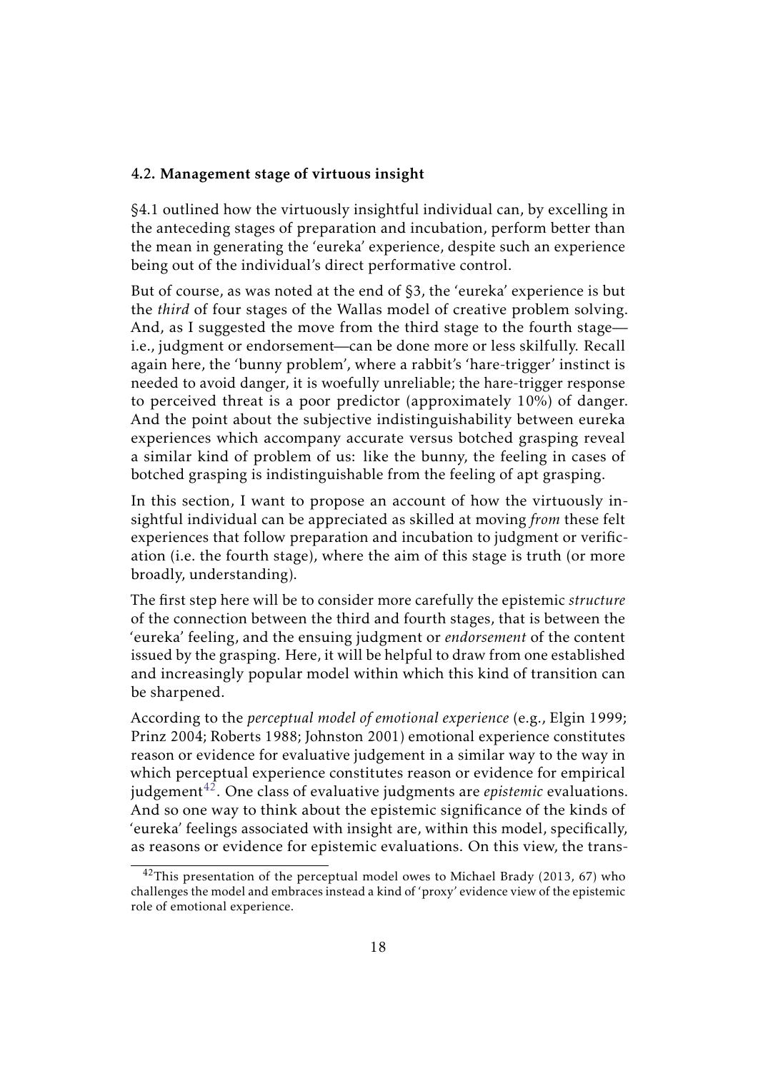### 4.2. Management stage of virtuous insight

§4.1 outlined how the virtuously insightful individual can, by excelling in the anteceding stages of preparation and incubation, perform better than the mean in generating the 'eureka' experience, despite such an experience being out of the individual's direct performative control.

But of course, as was noted at the end of §3, the 'eureka' experience is but the *third* of four stages of the Wallas model of creative problem solving. And, as I suggested the move from the third stage to the fourth stage—i.e., judgment or endorsement—can be done more or less skilfully. Recall again here, the 'bunny problem', where a rabbit's 'hare-trigger' instinct is needed to avoid danger, it is woefully unreliable; the hare-trigger response to perceived threat is a poor predictor (approximately 10%) of danger. And the point about the subjective indistinguishability between eureka experiences which accompany accurate versus botched grasping reveal a similar kind of problem of us: like the bunny, the feeling in cases of botched grasping is indistinguishable from the feeling of apt grasping.

In this section, I want to propose an account of how the virtuously insightful individual can be appreciated as skilled at moving *from* these felt experiences that follow preparation and incubation to judgment or verification (i.e. the fourth stage), where the aim of this stage is truth (or more broadly, understanding).

The first step here will be to consider more carefully the epistemic *structure* of the connection between the third and fourth stages, that is between the 'eureka' feeling, and the ensuing judgment or *endorsement* of the content issued by the grasping. Here, it will be helpful to draw from one established and increasingly popular model within which this kind of transition can be sharpened.

According to the *perceptual model of emotional experience* (e.g., Elgin 1999; Prinz 2004; Roberts 1988; Johnston 2001) emotional experience constitutes reason or evidence for evaluative judgement in a similar way to the way in which perceptual experience constitutes reason or evidence for empirical judgement[42]. One class of evaluative judgments are *epistemic* evaluations. And so one way to think about the epistemic significance of the kinds of 'eureka' feelings associated with insight are, within this model, specifically, as reasons or evidence for epistemic evaluations. On this view, the trans-

[42]This presentation of the perceptual model owes to Michael Brady (2013, 67) who challenges the model and embraces instead a kind of 'proxy' evidence view of the epistemic role of emotional experience.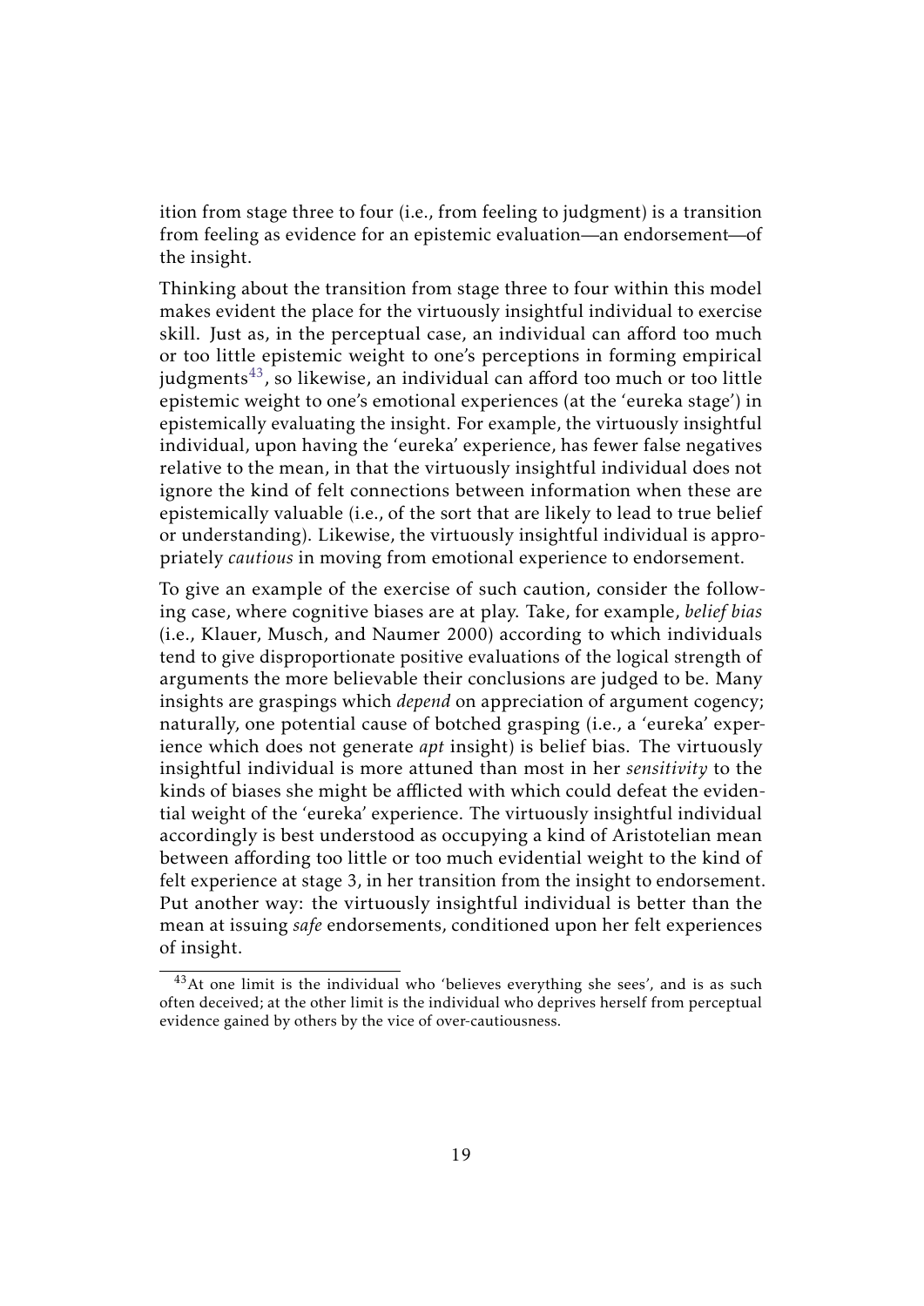ition from stage three to four (i.e., from feeling to judgment) is a transition from feeling as evidence for an epistemic evaluation—an endorsement—of the insight.

Thinking about the transition from stage three to four within this model makes evident the place for the virtuously insightful individual to exercise skill. Just as, in the perceptual case, an individual can afford too much or too little epistemic weight to one's perceptions in forming empirical judgments[43], so likewise, an individual can afford too much or too little epistemic weight to one's emotional experiences (at the 'eureka stage') in epistemically evaluating the insight. For example, the virtuously insightful individual, upon having the 'eureka' experience, has fewer false negatives relative to the mean, in that the virtuously insightful individual does not ignore the kind of felt connections between information when these are epistemically valuable (i.e., of the sort that are likely to lead to true belief or understanding). Likewise, the virtuously insightful individual is appropriately *cautious* in moving from emotional experience to endorsement.

To give an example of the exercise of such caution, consider the following case, where cognitive biases are at play. Take, for example, *belief bias* (i.e., Klauer, Musch, and Naumer 2000) according to which individuals tend to give disproportionate positive evaluations of the logical strength of arguments the more believable their conclusions are judged to be. Many insights are graspings which *depend* on appreciation of argument cogency; naturally, one potential cause of botched grasping (i.e., a 'eureka' experience which does not generate *apt* insight) is belief bias. The virtuously insightful individual is more attuned than most in her *sensitivity* to the kinds of biases she might be afflicted with which could defeat the evidential weight of the 'eureka' experience. The virtuously insightful individual accordingly is best understood as occupying a kind of Aristotelian mean between affording too little or too much evidential weight to the kind of felt experience at stage 3, in her transition from the insight to endorsement. Put another way: the virtuously insightful individual is better than the mean at issuing *safe* endorsements, conditioned upon her felt experiences of insight.

[43] At one limit is the individual who 'believes everything she sees', and is as such often deceived; at the other limit is the individual who deprives herself from perceptual evidence gained by others by the vice of over-cautiousness.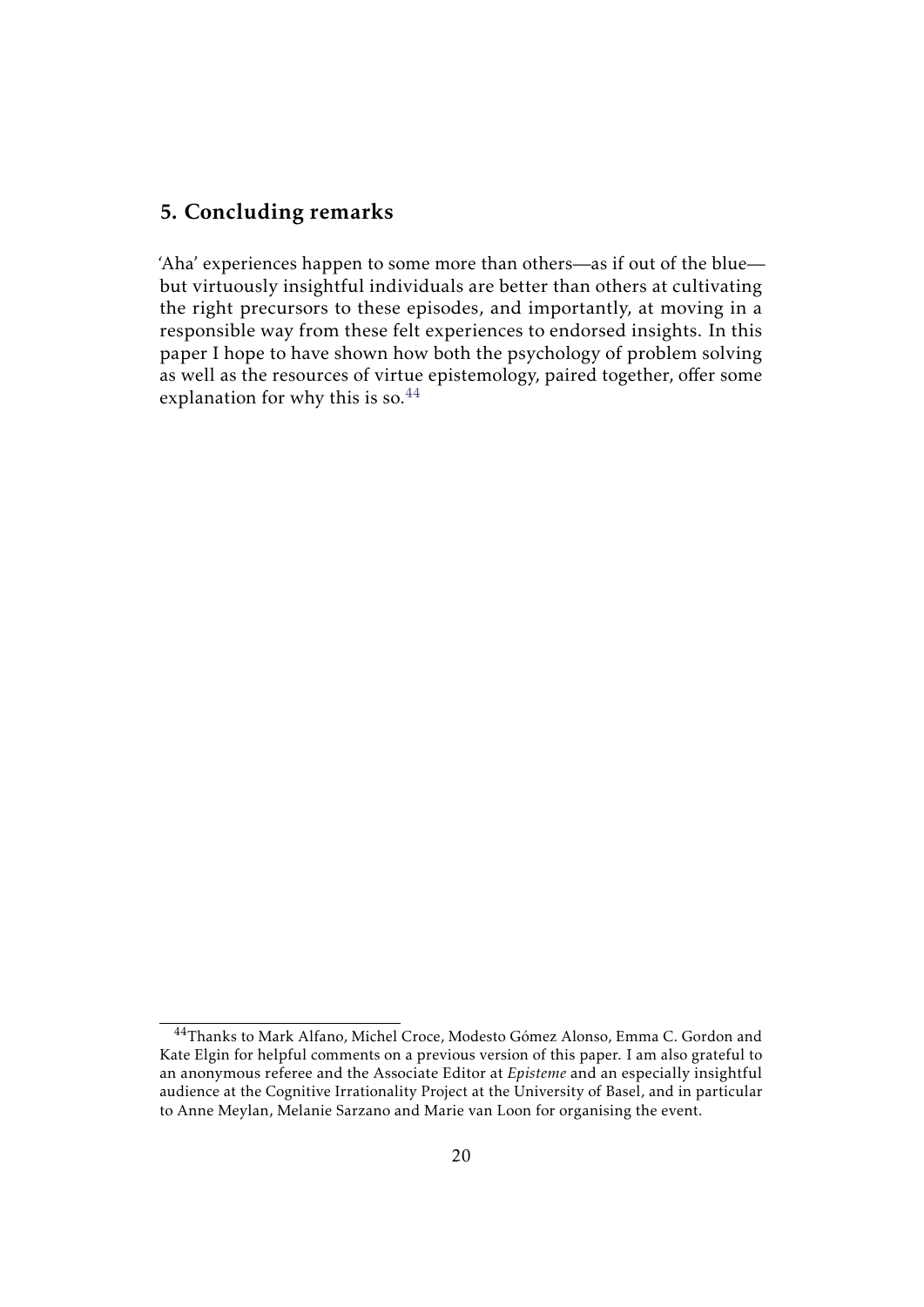## 5. Concluding remarks

'Aha' experiences happen to some more than others—as if out of the blue—but virtuously insightful individuals are better than others at cultivating the right precursors to these episodes, and importantly, at moving in a responsible way from these felt experiences to endorsed insights. In this paper I hope to have shown how both the psychology of problem solving as well as the resources of virtue epistemology, paired together, offer some explanation for why this is so.[44]

---

[44]Thanks to Mark Alfano, Michel Croce, Modesto Gómez Alonso, Emma C. Gordon and Kate Elgin for helpful comments on a previous version of this paper. I am also grateful to an anonymous referee and the Associate Editor at *Episteme* and an especially insightful audience at the Cognitive Irrationality Project at the University of Basel, and in particular to Anne Meylan, Melanie Sarzano and Marie van Loon for organising the event.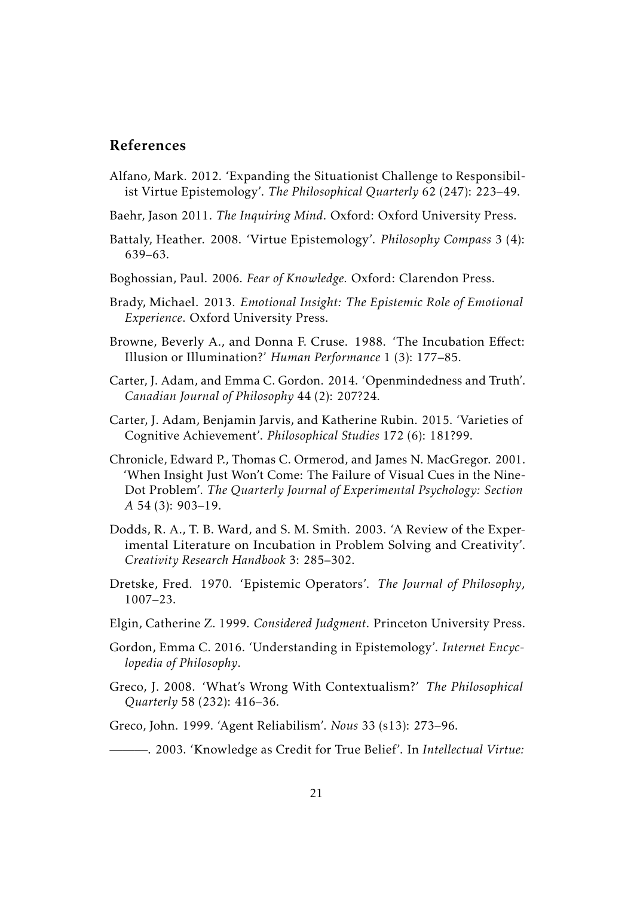## References

Alfano, Mark. 2012. 'Expanding the Situationist Challenge to Responsibilist Virtue Epistemology'. *The Philosophical Quarterly* 62 (247): 223–49.

Baehr, Jason 2011. *The Inquiring Mind*. Oxford: Oxford University Press.

Battaly, Heather. 2008. 'Virtue Epistemology'. *Philosophy Compass* 3 (4): 639–63.

Boghossian, Paul. 2006. *Fear of Knowledge.* Oxford: Clarendon Press.

Brady, Michael. 2013. *Emotional Insight: The Epistemic Role of Emotional Experience*. Oxford University Press.

Browne, Beverly A., and Donna F. Cruse. 1988. 'The Incubation Effect: Illusion or Illumination?' *Human Performance* 1 (3): 177–85.

Carter, J. Adam, and Emma C. Gordon. 2014. 'Openmindedness and Truth'. *Canadian Journal of Philosophy* 44 (2): 207?24.

Carter, J. Adam, Benjamin Jarvis, and Katherine Rubin. 2015. 'Varieties of Cognitive Achievement'. *Philosophical Studies* 172 (6): 181?99.

Chronicle, Edward P., Thomas C. Ormerod, and James N. MacGregor. 2001. 'When Insight Just Won't Come: The Failure of Visual Cues in the Nine-Dot Problem'. *The Quarterly Journal of Experimental Psychology: Section A* 54 (3): 903–19.

Dodds, R. A., T. B. Ward, and S. M. Smith. 2003. 'A Review of the Experimental Literature on Incubation in Problem Solving and Creativity'. *Creativity Research Handbook* 3: 285–302.

Dretske, Fred. 1970. 'Epistemic Operators'. *The Journal of Philosophy*, 1007–23.

Elgin, Catherine Z. 1999. *Considered Judgment*. Princeton University Press.

Gordon, Emma C. 2016. 'Understanding in Epistemology'. *Internet Encyclopedia of Philosophy*.

Greco, J. 2008. 'What's Wrong With Contextualism?' *The Philosophical Quarterly* 58 (232): 416–36.

Greco, John. 1999. 'Agent Reliabilism'. *Nous* 33 (s13): 273–96.

———. 2003. 'Knowledge as Credit for True Belief'. In *Intellectual Virtue:*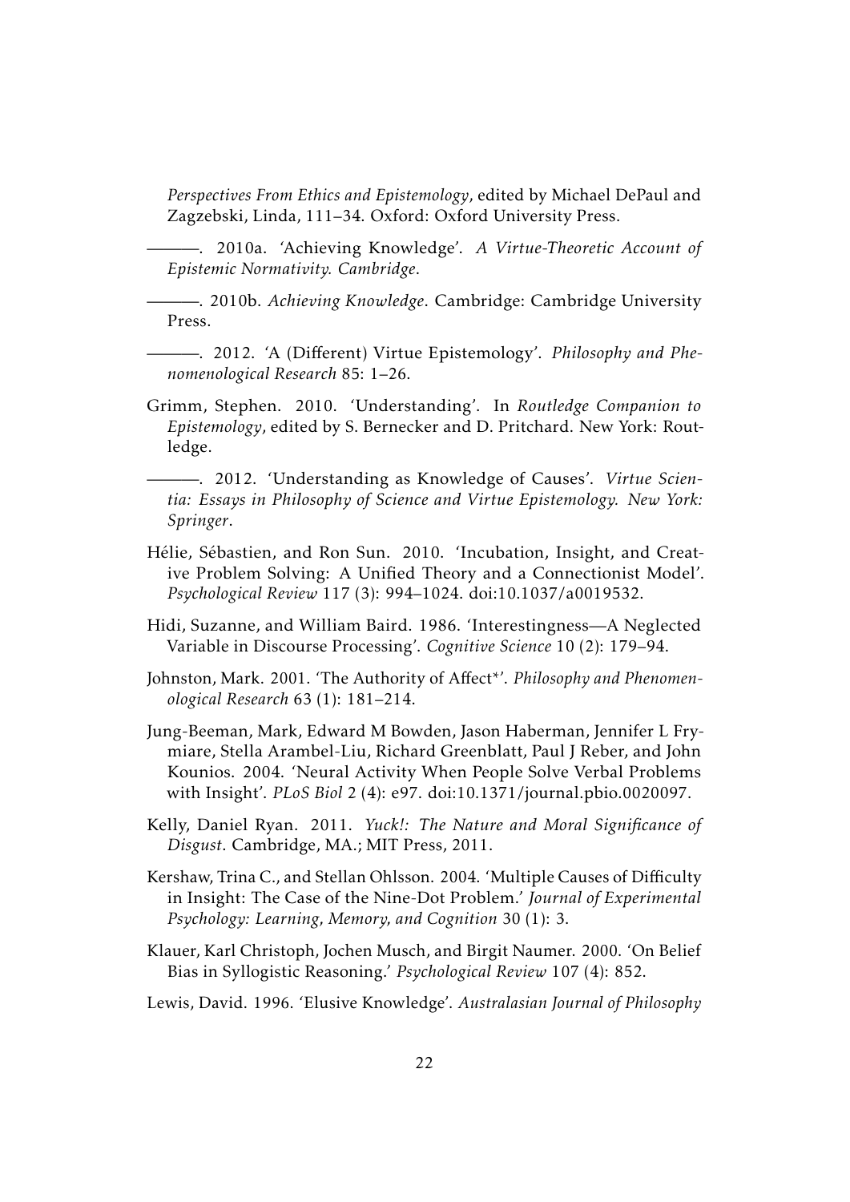*Perspectives From Ethics and Epistemology*, edited by Michael DePaul and Zagzebski, Linda, 111–34. Oxford: Oxford University Press.

———. 2010a. 'Achieving Knowledge'. *A Virtue-Theoretic Account of Epistemic Normativity. Cambridge*.

———. 2010b. *Achieving Knowledge*. Cambridge: Cambridge University Press.

———. 2012. 'A (Different) Virtue Epistemology'. *Philosophy and Phenomenological Research* 85: 1–26.

Grimm, Stephen. 2010. 'Understanding'. In *Routledge Companion to Epistemology*, edited by S. Bernecker and D. Pritchard. New York: Routledge.

———. 2012. 'Understanding as Knowledge of Causes'. *Virtue Scientia: Essays in Philosophy of Science and Virtue Epistemology. New York: Springer*.

Hélie, Sébastien, and Ron Sun. 2010. 'Incubation, Insight, and Creative Problem Solving: A Unified Theory and a Connectionist Model'. *Psychological Review* 117 (3): 994–1024. doi:10.1037/a0019532.

Hidi, Suzanne, and William Baird. 1986. 'Interestingness—A Neglected Variable in Discourse Processing'. *Cognitive Science* 10 (2): 179–94.

Johnston, Mark. 2001. 'The Authority of Affect*'. *Philosophy and Phenomenological Research* 63 (1): 181–214.

Jung-Beeman, Mark, Edward M Bowden, Jason Haberman, Jennifer L Frymiare, Stella Arambel-Liu, Richard Greenblatt, Paul J Reber, and John Kounios. 2004. 'Neural Activity When People Solve Verbal Problems with Insight'. *PLoS Biol* 2 (4): e97. doi:10.1371/journal.pbio.0020097.

Kelly, Daniel Ryan. 2011. *Yuck!: The Nature and Moral Significance of Disgust*. Cambridge, MA.; MIT Press, 2011.

Kershaw, Trina C., and Stellan Ohlsson. 2004. 'Multiple Causes of Difficulty in Insight: The Case of the Nine-Dot Problem.' *Journal of Experimental Psychology: Learning, Memory, and Cognition* 30 (1): 3.

Klauer, Karl Christoph, Jochen Musch, and Birgit Naumer. 2000. 'On Belief Bias in Syllogistic Reasoning.' *Psychological Review* 107 (4): 852.

Lewis, David. 1996. 'Elusive Knowledge'. *Australasian Journal of Philosophy*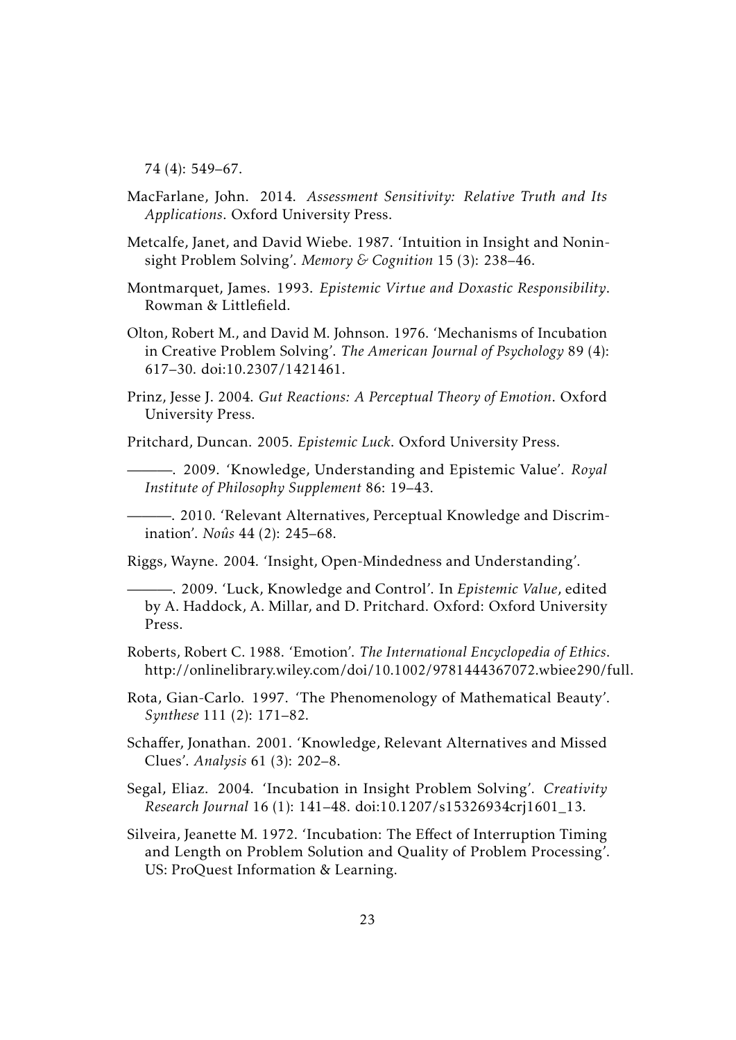74 (4): 549–67.

MacFarlane, John. 2014. *Assessment Sensitivity: Relative Truth and Its Applications*. Oxford University Press.

Metcalfe, Janet, and David Wiebe. 1987. 'Intuition in Insight and Noninsight Problem Solving'. *Memory & Cognition* 15 (3): 238–46.

Montmarquet, James. 1993. *Epistemic Virtue and Doxastic Responsibility*. Rowman & Littlefield.

Olton, Robert M., and David M. Johnson. 1976. 'Mechanisms of Incubation in Creative Problem Solving'. *The American Journal of Psychology* 89 (4): 617–30. doi:10.2307/1421461.

Prinz, Jesse J. 2004. *Gut Reactions: A Perceptual Theory of Emotion*. Oxford University Press.

Pritchard, Duncan. 2005. *Epistemic Luck*. Oxford University Press.

———. 2009. 'Knowledge, Understanding and Epistemic Value'. *Royal Institute of Philosophy Supplement* 86: 19–43.

———. 2010. 'Relevant Alternatives, Perceptual Knowledge and Discrimination'. *Noûs* 44 (2): 245–68.

Riggs, Wayne. 2004. 'Insight, Open-Mindedness and Understanding'.

———. 2009. 'Luck, Knowledge and Control'. In *Epistemic Value*, edited by A. Haddock, A. Millar, and D. Pritchard. Oxford: Oxford University Press.

Roberts, Robert C. 1988. 'Emotion'. *The International Encyclopedia of Ethics*. http://onlinelibrary.wiley.com/doi/10.1002/9781444367072.wbiee290/full.

Rota, Gian-Carlo. 1997. 'The Phenomenology of Mathematical Beauty'. *Synthese* 111 (2): 171–82.

Schaffer, Jonathan. 2001. 'Knowledge, Relevant Alternatives and Missed Clues'. *Analysis* 61 (3): 202–8.

Segal, Eliaz. 2004. 'Incubation in Insight Problem Solving'. *Creativity Research Journal* 16 (1): 141–48. doi:10.1207/s15326934crj1601_13.

Silveira, Jeanette M. 1972. 'Incubation: The Effect of Interruption Timing and Length on Problem Solution and Quality of Problem Processing'. US: ProQuest Information & Learning.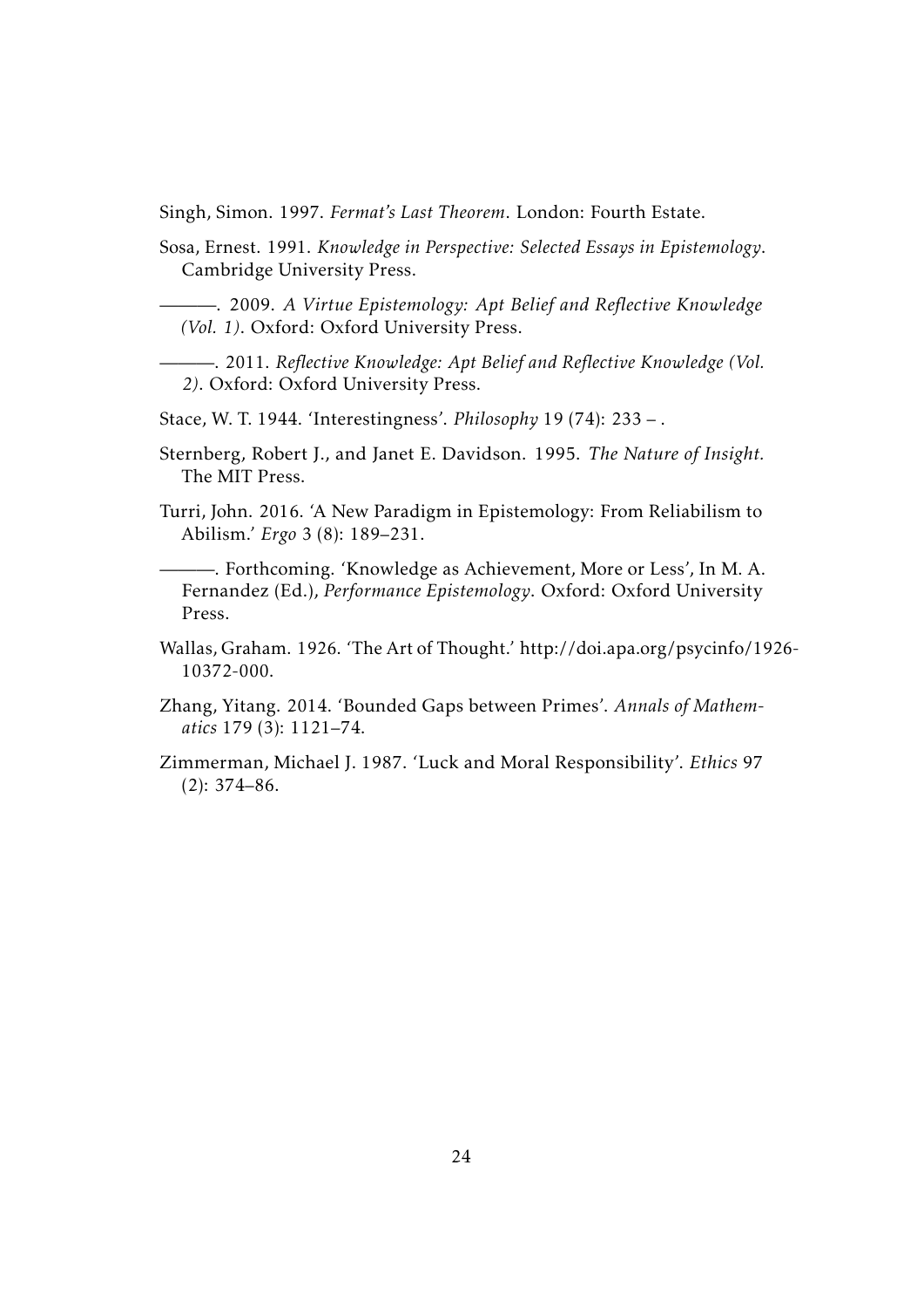Singh, Simon. 1997. *Fermat's Last Theorem*. London: Fourth Estate.

Sosa, Ernest. 1991. *Knowledge in Perspective: Selected Essays in Epistemology*. Cambridge University Press.

———. 2009. *A Virtue Epistemology: Apt Belief and Reflective Knowledge (Vol. 1)*. Oxford: Oxford University Press.

———. 2011. *Reflective Knowledge: Apt Belief and Reflective Knowledge (Vol. 2)*. Oxford: Oxford University Press.

Stace, W. T. 1944. 'Interestingness'. *Philosophy* 19 (74): 233 – .

Sternberg, Robert J., and Janet E. Davidson. 1995. *The Nature of Insight.* The MIT Press.

Turri, John. 2016. 'A New Paradigm in Epistemology: From Reliabilism to Abilism.' *Ergo* 3 (8): 189–231.

———. Forthcoming. 'Knowledge as Achievement, More or Less', In M. A. Fernandez (Ed.), *Performance Epistemology*. Oxford: Oxford University Press.

Wallas, Graham. 1926. 'The Art of Thought.' http://doi.apa.org/psycinfo/1926-10372-000.

Zhang, Yitang. 2014. 'Bounded Gaps between Primes'. *Annals of Mathematics* 179 (3): 1121–74.

Zimmerman, Michael J. 1987. 'Luck and Moral Responsibility'. *Ethics* 97 (2): 374–86.